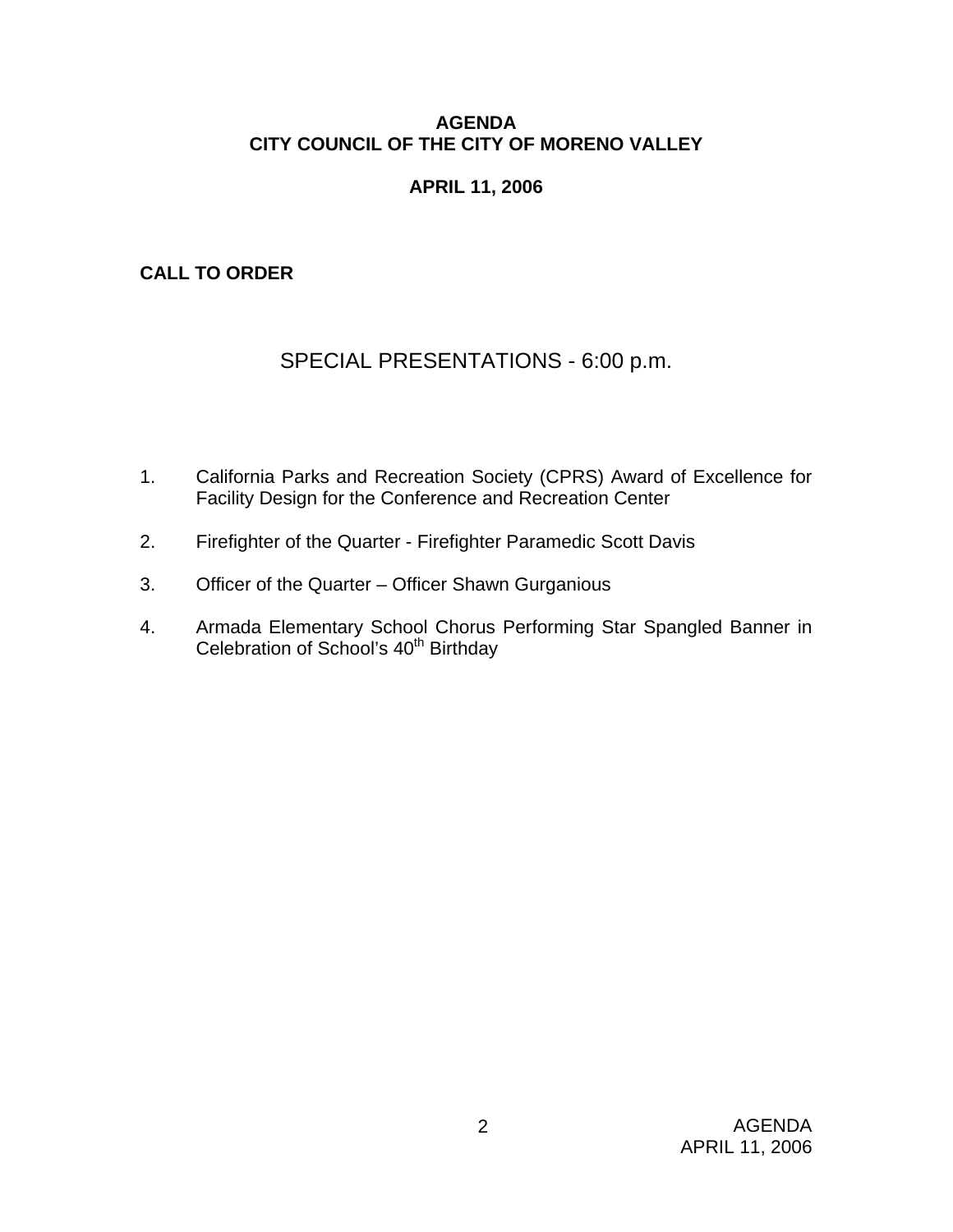**AGENDA**
**CITY COUNCIL OF THE CITY OF MORENO VALLEY**

**APRIL 11, 2006**

**CALL TO ORDER**

## SPECIAL PRESENTATIONS - 6:00 p.m.

1. California Parks and Recreation Society (CPRS) Award of Excellence for Facility Design for the Conference and Recreation Center

2. Firefighter of the Quarter - Firefighter Paramedic Scott Davis

3. Officer of the Quarter – Officer Shawn Gurganious

4. Armada Elementary School Chorus Performing Star Spangled Banner in Celebration of School's 40th Birthday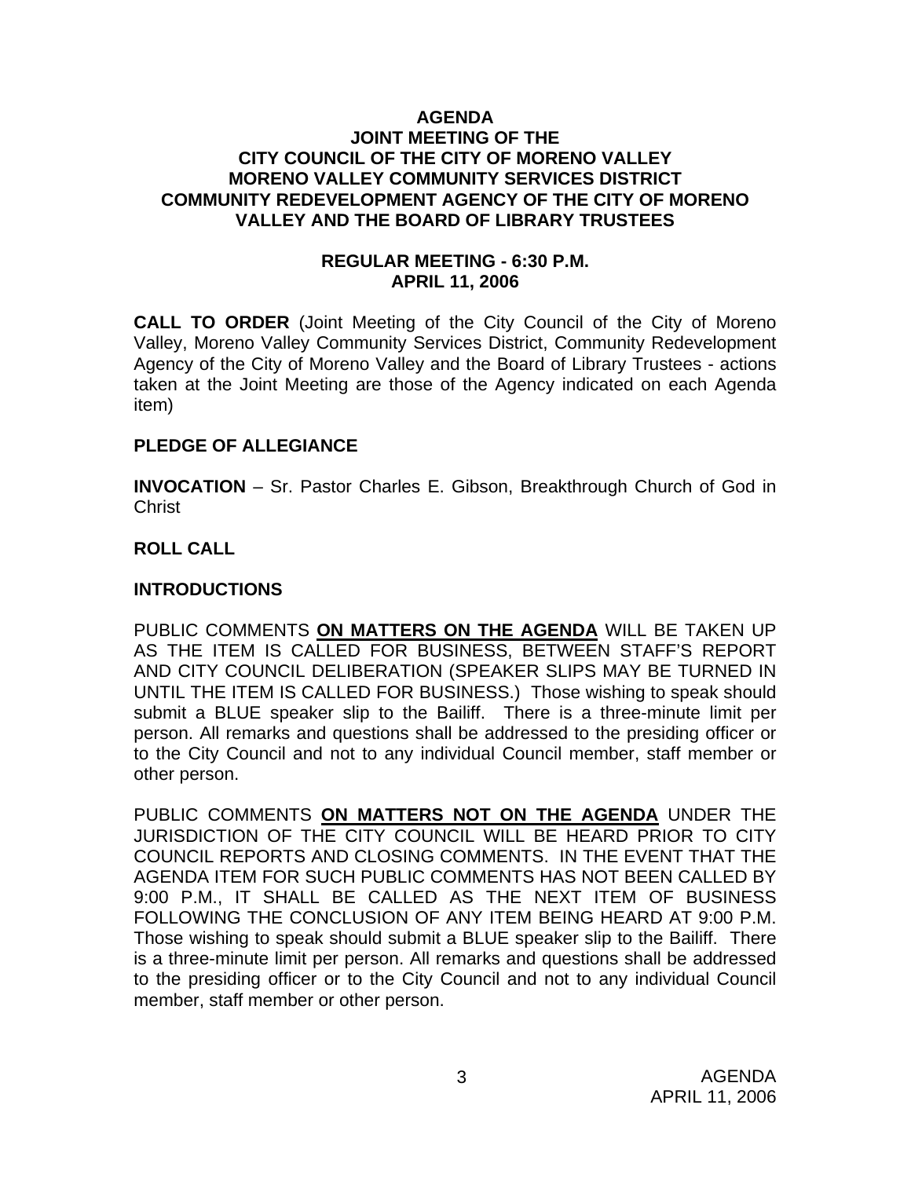**AGENDA**
**JOINT MEETING OF THE**
**CITY COUNCIL OF THE CITY OF MORENO VALLEY**
**MORENO VALLEY COMMUNITY SERVICES DISTRICT**
**COMMUNITY REDEVELOPMENT AGENCY OF THE CITY OF MORENO VALLEY AND THE BOARD OF LIBRARY TRUSTEES**

**REGULAR MEETING - 6:30 P.M.**
**APRIL 11, 2006**

**CALL TO ORDER** (Joint Meeting of the City Council of the City of Moreno Valley, Moreno Valley Community Services District, Community Redevelopment Agency of the City of Moreno Valley and the Board of Library Trustees - actions taken at the Joint Meeting are those of the Agency indicated on each Agenda item)

**PLEDGE OF ALLEGIANCE**

**INVOCATION** – Sr. Pastor Charles E. Gibson, Breakthrough Church of God in Christ

**ROLL CALL**

**INTRODUCTIONS**

PUBLIC COMMENTS **ON MATTERS ON THE AGENDA** WILL BE TAKEN UP AS THE ITEM IS CALLED FOR BUSINESS, BETWEEN STAFF'S REPORT AND CITY COUNCIL DELIBERATION (SPEAKER SLIPS MAY BE TURNED IN UNTIL THE ITEM IS CALLED FOR BUSINESS.) Those wishing to speak should submit a BLUE speaker slip to the Bailiff. There is a three-minute limit per person. All remarks and questions shall be addressed to the presiding officer or to the City Council and not to any individual Council member, staff member or other person.

PUBLIC COMMENTS **ON MATTERS NOT ON THE AGENDA** UNDER THE JURISDICTION OF THE CITY COUNCIL WILL BE HEARD PRIOR TO CITY COUNCIL REPORTS AND CLOSING COMMENTS. IN THE EVENT THAT THE AGENDA ITEM FOR SUCH PUBLIC COMMENTS HAS NOT BEEN CALLED BY 9:00 P.M., IT SHALL BE CALLED AS THE NEXT ITEM OF BUSINESS FOLLOWING THE CONCLUSION OF ANY ITEM BEING HEARD AT 9:00 P.M. Those wishing to speak should submit a BLUE speaker slip to the Bailiff. There is a three-minute limit per person. All remarks and questions shall be addressed to the presiding officer or to the City Council and not to any individual Council member, staff member or other person.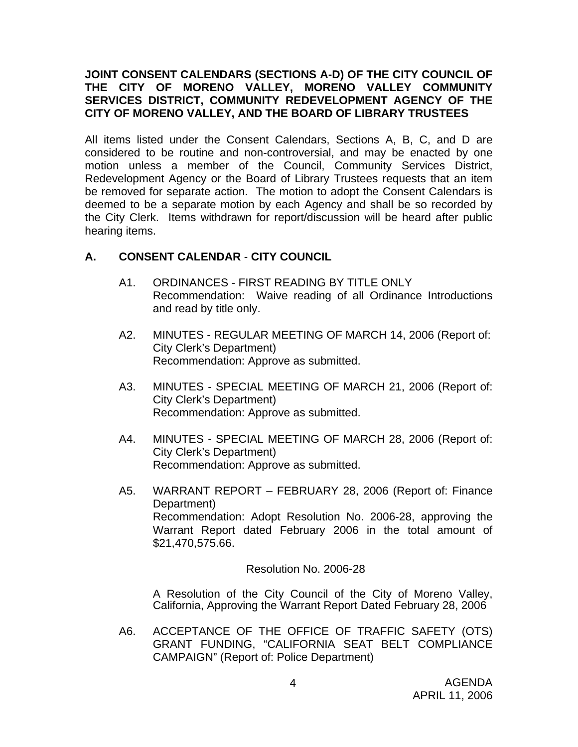**JOINT CONSENT CALENDARS (SECTIONS A-D) OF THE CITY COUNCIL OF THE CITY OF MORENO VALLEY, MORENO VALLEY COMMUNITY SERVICES DISTRICT, COMMUNITY REDEVELOPMENT AGENCY OF THE CITY OF MORENO VALLEY, AND THE BOARD OF LIBRARY TRUSTEES**

All items listed under the Consent Calendars, Sections A, B, C, and D are considered to be routine and non-controversial, and may be enacted by one motion unless a member of the Council, Community Services District, Redevelopment Agency or the Board of Library Trustees requests that an item be removed for separate action. The motion to adopt the Consent Calendars is deemed to be a separate motion by each Agency and shall be so recorded by the City Clerk. Items withdrawn for report/discussion will be heard after public hearing items.

## A. CONSENT CALENDAR - CITY COUNCIL

A1. ORDINANCES - FIRST READING BY TITLE ONLY
Recommendation: Waive reading of all Ordinance Introductions and read by title only.

A2. MINUTES - REGULAR MEETING OF MARCH 14, 2006 (Report of: City Clerk's Department)
Recommendation: Approve as submitted.

A3. MINUTES - SPECIAL MEETING OF MARCH 21, 2006 (Report of: City Clerk's Department)
Recommendation: Approve as submitted.

A4. MINUTES - SPECIAL MEETING OF MARCH 28, 2006 (Report of: City Clerk's Department)
Recommendation: Approve as submitted.

A5. WARRANT REPORT – FEBRUARY 28, 2006 (Report of: Finance Department)
Recommendation: Adopt Resolution No. 2006-28, approving the Warrant Report dated February 2006 in the total amount of $21,470,575.66.

Resolution No. 2006-28

A Resolution of the City Council of the City of Moreno Valley, California, Approving the Warrant Report Dated February 28, 2006

A6. ACCEPTANCE OF THE OFFICE OF TRAFFIC SAFETY (OTS) GRANT FUNDING, "CALIFORNIA SEAT BELT COMPLIANCE CAMPAIGN" (Report of: Police Department)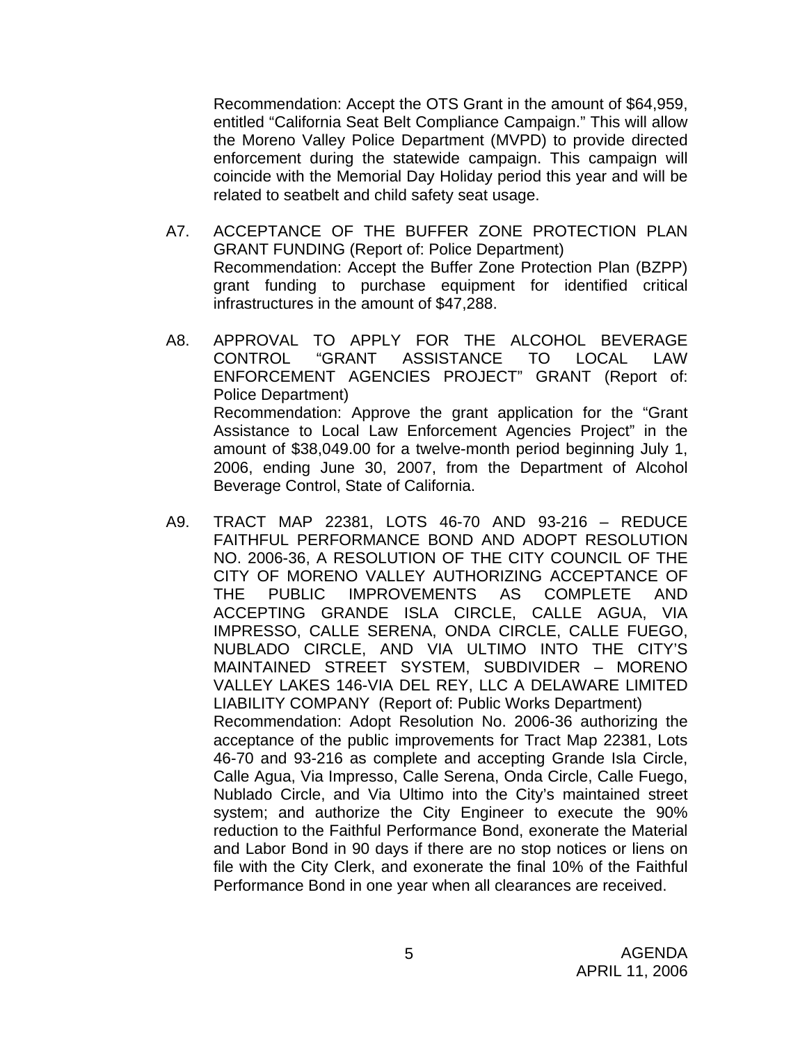Recommendation: Accept the OTS Grant in the amount of $64,959, entitled "California Seat Belt Compliance Campaign." This will allow the Moreno Valley Police Department (MVPD) to provide directed enforcement during the statewide campaign. This campaign will coincide with the Memorial Day Holiday period this year and will be related to seatbelt and child safety seat usage.

A7. ACCEPTANCE OF THE BUFFER ZONE PROTECTION PLAN GRANT FUNDING (Report of: Police Department)
Recommendation: Accept the Buffer Zone Protection Plan (BZPP) grant funding to purchase equipment for identified critical infrastructures in the amount of $47,288.

A8. APPROVAL TO APPLY FOR THE ALCOHOL BEVERAGE CONTROL "GRANT ASSISTANCE TO LOCAL LAW ENFORCEMENT AGENCIES PROJECT" GRANT (Report of: Police Department)
Recommendation: Approve the grant application for the "Grant Assistance to Local Law Enforcement Agencies Project" in the amount of $38,049.00 for a twelve-month period beginning July 1, 2006, ending June 30, 2007, from the Department of Alcohol Beverage Control, State of California.

A9. TRACT MAP 22381, LOTS 46-70 AND 93-216 – REDUCE FAITHFUL PERFORMANCE BOND AND ADOPT RESOLUTION NO. 2006-36, A RESOLUTION OF THE CITY COUNCIL OF THE CITY OF MORENO VALLEY AUTHORIZING ACCEPTANCE OF THE PUBLIC IMPROVEMENTS AS COMPLETE AND ACCEPTING GRANDE ISLA CIRCLE, CALLE AGUA, VIA IMPRESSO, CALLE SERENA, ONDA CIRCLE, CALLE FUEGO, NUBLADO CIRCLE, AND VIA ULTIMO INTO THE CITY'S MAINTAINED STREET SYSTEM, SUBDIVIDER – MORENO VALLEY LAKES 146-VIA DEL REY, LLC A DELAWARE LIMITED LIABILITY COMPANY (Report of: Public Works Department)
Recommendation: Adopt Resolution No. 2006-36 authorizing the acceptance of the public improvements for Tract Map 22381, Lots 46-70 and 93-216 as complete and accepting Grande Isla Circle, Calle Agua, Via Impresso, Calle Serena, Onda Circle, Calle Fuego, Nublado Circle, and Via Ultimo into the City's maintained street system; and authorize the City Engineer to execute the 90% reduction to the Faithful Performance Bond, exonerate the Material and Labor Bond in 90 days if there are no stop notices or liens on file with the City Clerk, and exonerate the final 10% of the Faithful Performance Bond in one year when all clearances are received.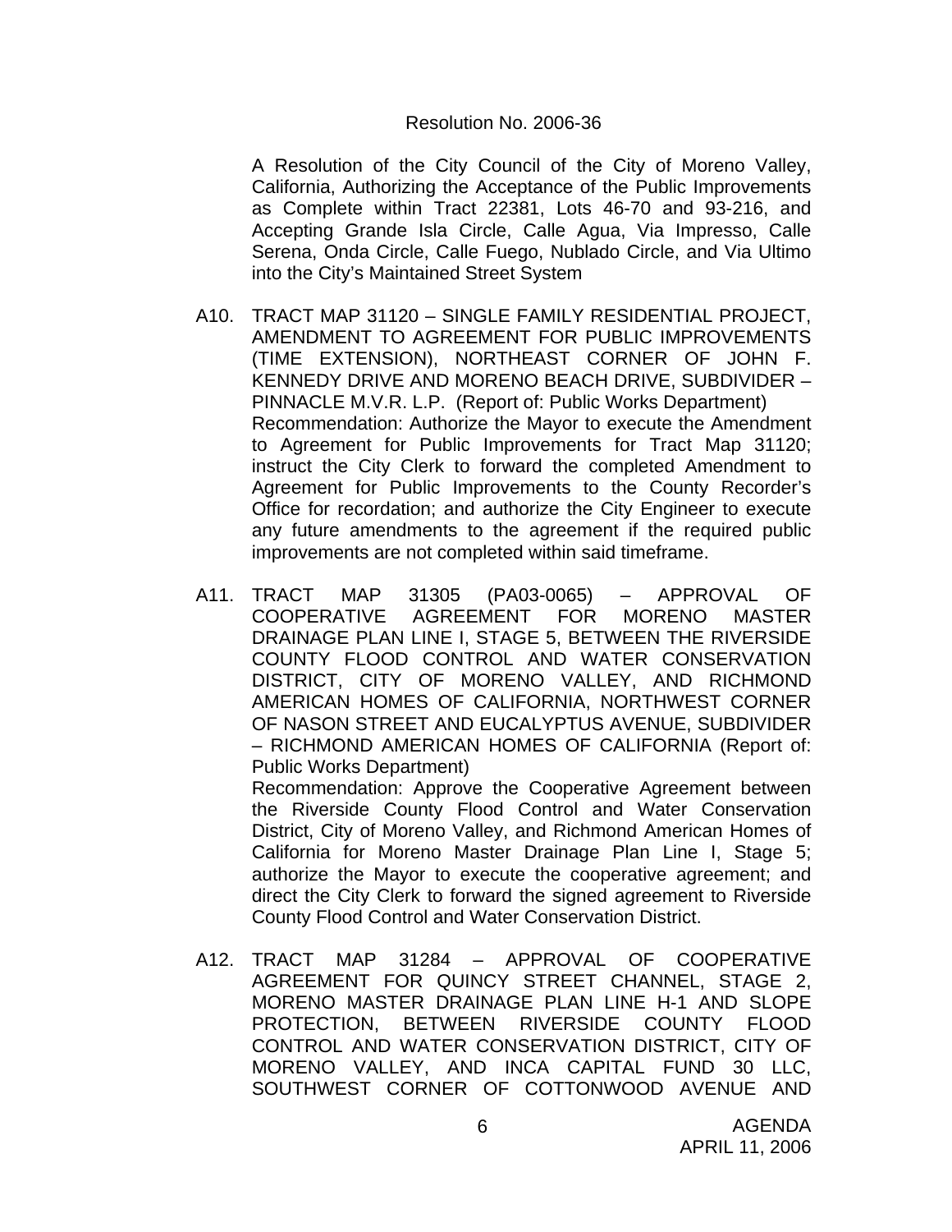Resolution No. 2006-36

A Resolution of the City Council of the City of Moreno Valley, California, Authorizing the Acceptance of the Public Improvements as Complete within Tract 22381, Lots 46-70 and 93-216, and Accepting Grande Isla Circle, Calle Agua, Via Impresso, Calle Serena, Onda Circle, Calle Fuego, Nublado Circle, and Via Ultimo into the City's Maintained Street System

A10. TRACT MAP 31120 – SINGLE FAMILY RESIDENTIAL PROJECT, AMENDMENT TO AGREEMENT FOR PUBLIC IMPROVEMENTS (TIME EXTENSION), NORTHEAST CORNER OF JOHN F. KENNEDY DRIVE AND MORENO BEACH DRIVE, SUBDIVIDER – PINNACLE M.V.R. L.P. (Report of: Public Works Department)
Recommendation: Authorize the Mayor to execute the Amendment to Agreement for Public Improvements for Tract Map 31120; instruct the City Clerk to forward the completed Amendment to Agreement for Public Improvements to the County Recorder's Office for recordation; and authorize the City Engineer to execute any future amendments to the agreement if the required public improvements are not completed within said timeframe.

A11. TRACT MAP 31305 (PA03-0065) – APPROVAL OF COOPERATIVE AGREEMENT FOR MORENO MASTER DRAINAGE PLAN LINE I, STAGE 5, BETWEEN THE RIVERSIDE COUNTY FLOOD CONTROL AND WATER CONSERVATION DISTRICT, CITY OF MORENO VALLEY, AND RICHMOND AMERICAN HOMES OF CALIFORNIA, NORTHWEST CORNER OF NASON STREET AND EUCALYPTUS AVENUE, SUBDIVIDER – RICHMOND AMERICAN HOMES OF CALIFORNIA (Report of: Public Works Department)
Recommendation: Approve the Cooperative Agreement between the Riverside County Flood Control and Water Conservation District, City of Moreno Valley, and Richmond American Homes of California for Moreno Master Drainage Plan Line I, Stage 5; authorize the Mayor to execute the cooperative agreement; and direct the City Clerk to forward the signed agreement to Riverside County Flood Control and Water Conservation District.

A12. TRACT MAP 31284 – APPROVAL OF COOPERATIVE AGREEMENT FOR QUINCY STREET CHANNEL, STAGE 2, MORENO MASTER DRAINAGE PLAN LINE H-1 AND SLOPE PROTECTION, BETWEEN RIVERSIDE COUNTY FLOOD CONTROL AND WATER CONSERVATION DISTRICT, CITY OF MORENO VALLEY, AND INCA CAPITAL FUND 30 LLC, SOUTHWEST CORNER OF COTTONWOOD AVENUE AND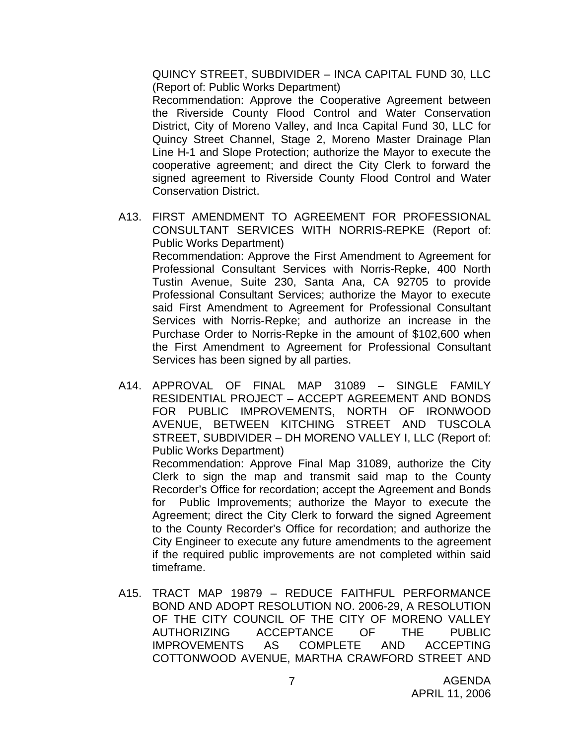QUINCY STREET, SUBDIVIDER – INCA CAPITAL FUND 30, LLC (Report of: Public Works Department)

Recommendation: Approve the Cooperative Agreement between the Riverside County Flood Control and Water Conservation District, City of Moreno Valley, and Inca Capital Fund 30, LLC for Quincy Street Channel, Stage 2, Moreno Master Drainage Plan Line H-1 and Slope Protection; authorize the Mayor to execute the cooperative agreement; and direct the City Clerk to forward the signed agreement to Riverside County Flood Control and Water Conservation District.

A13. FIRST AMENDMENT TO AGREEMENT FOR PROFESSIONAL CONSULTANT SERVICES WITH NORRIS-REPKE (Report of: Public Works Department)

Recommendation: Approve the First Amendment to Agreement for Professional Consultant Services with Norris-Repke, 400 North Tustin Avenue, Suite 230, Santa Ana, CA 92705 to provide Professional Consultant Services; authorize the Mayor to execute said First Amendment to Agreement for Professional Consultant Services with Norris-Repke; and authorize an increase in the Purchase Order to Norris-Repke in the amount of $102,600 when the First Amendment to Agreement for Professional Consultant Services has been signed by all parties.

A14. APPROVAL OF FINAL MAP 31089 – SINGLE FAMILY RESIDENTIAL PROJECT – ACCEPT AGREEMENT AND BONDS FOR PUBLIC IMPROVEMENTS, NORTH OF IRONWOOD AVENUE, BETWEEN KITCHING STREET AND TUSCOLA STREET, SUBDIVIDER – DH MORENO VALLEY I, LLC (Report of: Public Works Department)

Recommendation: Approve Final Map 31089, authorize the City Clerk to sign the map and transmit said map to the County Recorder's Office for recordation; accept the Agreement and Bonds for Public Improvements; authorize the Mayor to execute the Agreement; direct the City Clerk to forward the signed Agreement to the County Recorder's Office for recordation; and authorize the City Engineer to execute any future amendments to the agreement if the required public improvements are not completed within said timeframe.

A15. TRACT MAP 19879 – REDUCE FAITHFUL PERFORMANCE BOND AND ADOPT RESOLUTION NO. 2006-29, A RESOLUTION OF THE CITY COUNCIL OF THE CITY OF MORENO VALLEY AUTHORIZING ACCEPTANCE OF THE PUBLIC IMPROVEMENTS AS COMPLETE AND ACCEPTING COTTONWOOD AVENUE, MARTHA CRAWFORD STREET AND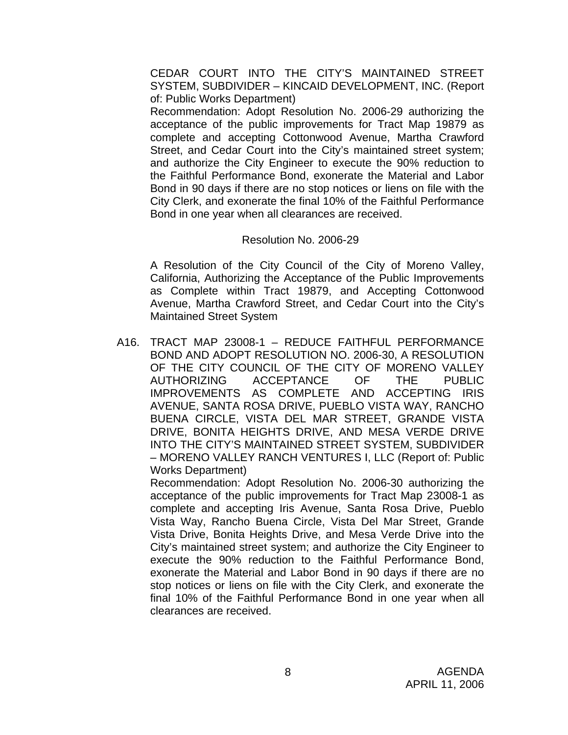CEDAR COURT INTO THE CITY'S MAINTAINED STREET SYSTEM, SUBDIVIDER – KINCAID DEVELOPMENT, INC. (Report of: Public Works Department)

Recommendation: Adopt Resolution No. 2006-29 authorizing the acceptance of the public improvements for Tract Map 19879 as complete and accepting Cottonwood Avenue, Martha Crawford Street, and Cedar Court into the City's maintained street system; and authorize the City Engineer to execute the 90% reduction to the Faithful Performance Bond, exonerate the Material and Labor Bond in 90 days if there are no stop notices or liens on file with the City Clerk, and exonerate the final 10% of the Faithful Performance Bond in one year when all clearances are received.

Resolution No. 2006-29

A Resolution of the City Council of the City of Moreno Valley, California, Authorizing the Acceptance of the Public Improvements as Complete within Tract 19879, and Accepting Cottonwood Avenue, Martha Crawford Street, and Cedar Court into the City's Maintained Street System

A16. TRACT MAP 23008-1 – REDUCE FAITHFUL PERFORMANCE BOND AND ADOPT RESOLUTION NO. 2006-30, A RESOLUTION OF THE CITY COUNCIL OF THE CITY OF MORENO VALLEY AUTHORIZING ACCEPTANCE OF THE PUBLIC IMPROVEMENTS AS COMPLETE AND ACCEPTING IRIS AVENUE, SANTA ROSA DRIVE, PUEBLO VISTA WAY, RANCHO BUENA CIRCLE, VISTA DEL MAR STREET, GRANDE VISTA DRIVE, BONITA HEIGHTS DRIVE, AND MESA VERDE DRIVE INTO THE CITY'S MAINTAINED STREET SYSTEM, SUBDIVIDER – MORENO VALLEY RANCH VENTURES I, LLC (Report of: Public Works Department)

Recommendation: Adopt Resolution No. 2006-30 authorizing the acceptance of the public improvements for Tract Map 23008-1 as complete and accepting Iris Avenue, Santa Rosa Drive, Pueblo Vista Way, Rancho Buena Circle, Vista Del Mar Street, Grande Vista Drive, Bonita Heights Drive, and Mesa Verde Drive into the City's maintained street system; and authorize the City Engineer to execute the 90% reduction to the Faithful Performance Bond, exonerate the Material and Labor Bond in 90 days if there are no stop notices or liens on file with the City Clerk, and exonerate the final 10% of the Faithful Performance Bond in one year when all clearances are received.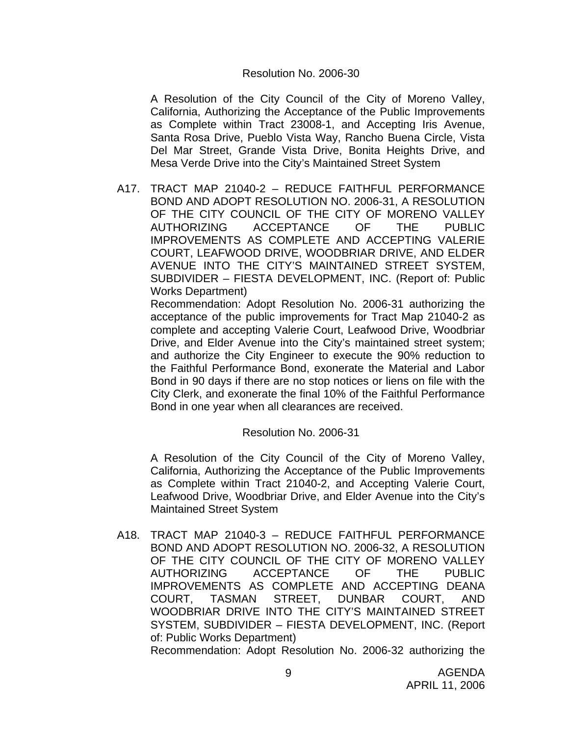Resolution No. 2006-30

A Resolution of the City Council of the City of Moreno Valley, California, Authorizing the Acceptance of the Public Improvements as Complete within Tract 23008-1, and Accepting Iris Avenue, Santa Rosa Drive, Pueblo Vista Way, Rancho Buena Circle, Vista Del Mar Street, Grande Vista Drive, Bonita Heights Drive, and Mesa Verde Drive into the City's Maintained Street System

A17. TRACT MAP 21040-2 – REDUCE FAITHFUL PERFORMANCE BOND AND ADOPT RESOLUTION NO. 2006-31, A RESOLUTION OF THE CITY COUNCIL OF THE CITY OF MORENO VALLEY AUTHORIZING ACCEPTANCE OF THE PUBLIC IMPROVEMENTS AS COMPLETE AND ACCEPTING VALERIE COURT, LEAFWOOD DRIVE, WOODBRIAR DRIVE, AND ELDER AVENUE INTO THE CITY'S MAINTAINED STREET SYSTEM, SUBDIVIDER – FIESTA DEVELOPMENT, INC. (Report of: Public Works Department)

Recommendation: Adopt Resolution No. 2006-31 authorizing the acceptance of the public improvements for Tract Map 21040-2 as complete and accepting Valerie Court, Leafwood Drive, Woodbriar Drive, and Elder Avenue into the City's maintained street system; and authorize the City Engineer to execute the 90% reduction to the Faithful Performance Bond, exonerate the Material and Labor Bond in 90 days if there are no stop notices or liens on file with the City Clerk, and exonerate the final 10% of the Faithful Performance Bond in one year when all clearances are received.

Resolution No. 2006-31

A Resolution of the City Council of the City of Moreno Valley, California, Authorizing the Acceptance of the Public Improvements as Complete within Tract 21040-2, and Accepting Valerie Court, Leafwood Drive, Woodbriar Drive, and Elder Avenue into the City's Maintained Street System

A18. TRACT MAP 21040-3 – REDUCE FAITHFUL PERFORMANCE BOND AND ADOPT RESOLUTION NO. 2006-32, A RESOLUTION OF THE CITY COUNCIL OF THE CITY OF MORENO VALLEY AUTHORIZING ACCEPTANCE OF THE PUBLIC IMPROVEMENTS AS COMPLETE AND ACCEPTING DEANA COURT, TASMAN STREET, DUNBAR COURT, AND WOODBRIAR DRIVE INTO THE CITY'S MAINTAINED STREET SYSTEM, SUBDIVIDER – FIESTA DEVELOPMENT, INC. (Report of: Public Works Department)

Recommendation: Adopt Resolution No. 2006-32 authorizing the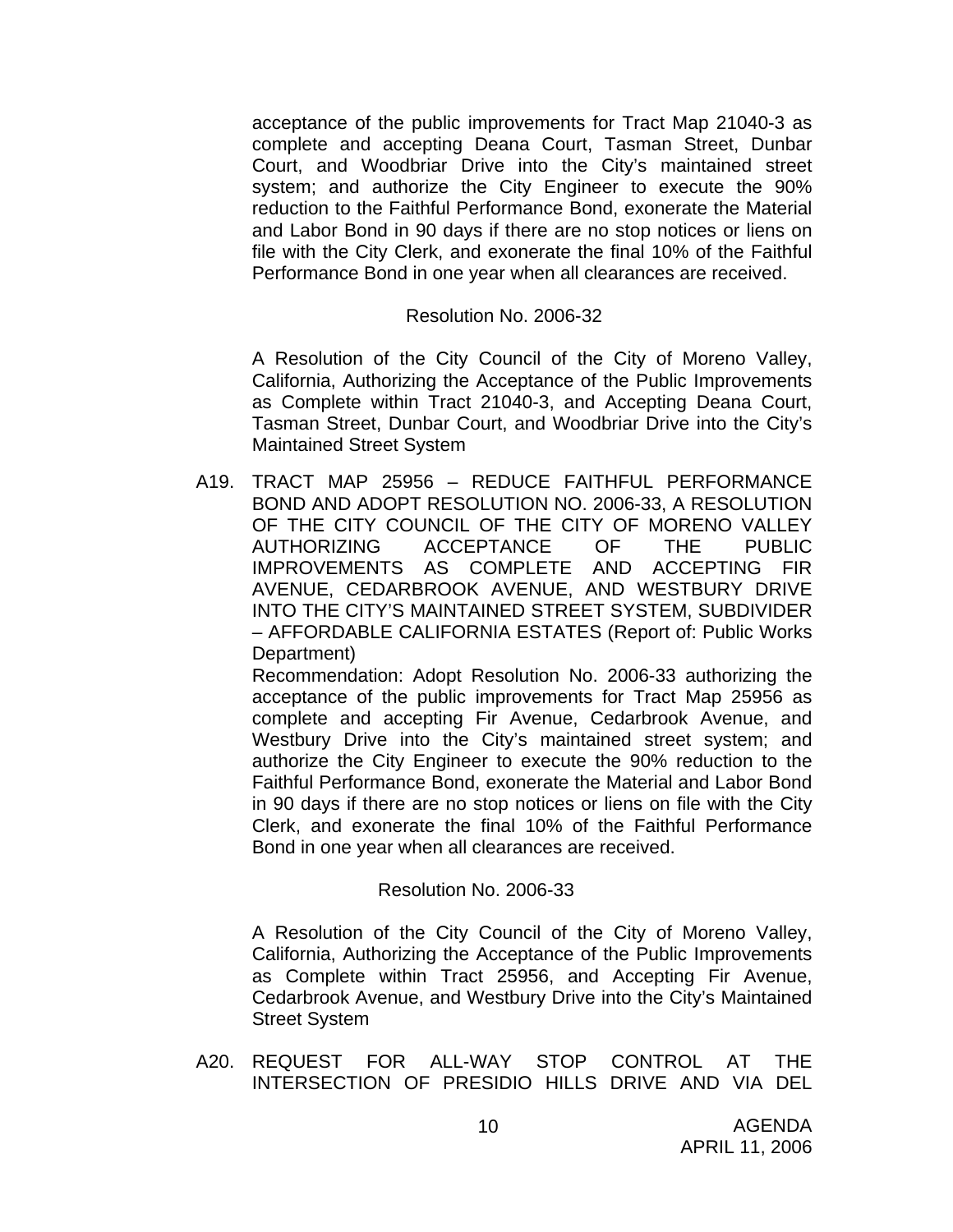acceptance of the public improvements for Tract Map 21040-3 as complete and accepting Deana Court, Tasman Street, Dunbar Court, and Woodbriar Drive into the City's maintained street system; and authorize the City Engineer to execute the 90% reduction to the Faithful Performance Bond, exonerate the Material and Labor Bond in 90 days if there are no stop notices or liens on file with the City Clerk, and exonerate the final 10% of the Faithful Performance Bond in one year when all clearances are received.

Resolution No. 2006-32

A Resolution of the City Council of the City of Moreno Valley, California, Authorizing the Acceptance of the Public Improvements as Complete within Tract 21040-3, and Accepting Deana Court, Tasman Street, Dunbar Court, and Woodbriar Drive into the City's Maintained Street System

A19. TRACT MAP 25956 – REDUCE FAITHFUL PERFORMANCE BOND AND ADOPT RESOLUTION NO. 2006-33, A RESOLUTION OF THE CITY COUNCIL OF THE CITY OF MORENO VALLEY AUTHORIZING ACCEPTANCE OF THE PUBLIC IMPROVEMENTS AS COMPLETE AND ACCEPTING FIR AVENUE, CEDARBROOK AVENUE, AND WESTBURY DRIVE INTO THE CITY'S MAINTAINED STREET SYSTEM, SUBDIVIDER – AFFORDABLE CALIFORNIA ESTATES (Report of: Public Works Department)

Recommendation: Adopt Resolution No. 2006-33 authorizing the acceptance of the public improvements for Tract Map 25956 as complete and accepting Fir Avenue, Cedarbrook Avenue, and Westbury Drive into the City's maintained street system; and authorize the City Engineer to execute the 90% reduction to the Faithful Performance Bond, exonerate the Material and Labor Bond in 90 days if there are no stop notices or liens on file with the City Clerk, and exonerate the final 10% of the Faithful Performance Bond in one year when all clearances are received.

Resolution No. 2006-33

A Resolution of the City Council of the City of Moreno Valley, California, Authorizing the Acceptance of the Public Improvements as Complete within Tract 25956, and Accepting Fir Avenue, Cedarbrook Avenue, and Westbury Drive into the City's Maintained Street System

A20. REQUEST FOR ALL-WAY STOP CONTROL AT THE INTERSECTION OF PRESIDIO HILLS DRIVE AND VIA DEL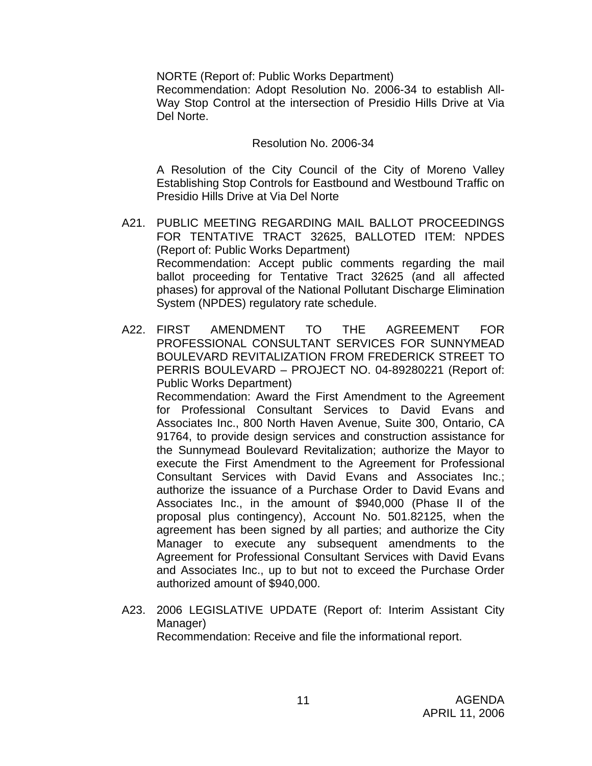NORTE (Report of: Public Works Department)
Recommendation: Adopt Resolution No. 2006-34 to establish All-Way Stop Control at the intersection of Presidio Hills Drive at Via Del Norte.

Resolution No. 2006-34

A Resolution of the City Council of the City of Moreno Valley Establishing Stop Controls for Eastbound and Westbound Traffic on Presidio Hills Drive at Via Del Norte

A21. PUBLIC MEETING REGARDING MAIL BALLOT PROCEEDINGS FOR TENTATIVE TRACT 32625, BALLOTED ITEM: NPDES (Report of: Public Works Department)
Recommendation: Accept public comments regarding the mail ballot proceeding for Tentative Tract 32625 (and all affected phases) for approval of the National Pollutant Discharge Elimination System (NPDES) regulatory rate schedule.

A22. FIRST AMENDMENT TO THE AGREEMENT FOR PROFESSIONAL CONSULTANT SERVICES FOR SUNNYMEAD BOULEVARD REVITALIZATION FROM FREDERICK STREET TO PERRIS BOULEVARD – PROJECT NO. 04-89280221 (Report of: Public Works Department)
Recommendation: Award the First Amendment to the Agreement for Professional Consultant Services to David Evans and Associates Inc., 800 North Haven Avenue, Suite 300, Ontario, CA 91764, to provide design services and construction assistance for the Sunnymead Boulevard Revitalization; authorize the Mayor to execute the First Amendment to the Agreement for Professional Consultant Services with David Evans and Associates Inc.; authorize the issuance of a Purchase Order to David Evans and Associates Inc., in the amount of $940,000 (Phase II of the proposal plus contingency), Account No. 501.82125, when the agreement has been signed by all parties; and authorize the City Manager to execute any subsequent amendments to the Agreement for Professional Consultant Services with David Evans and Associates Inc., up to but not to exceed the Purchase Order authorized amount of $940,000.

A23. 2006 LEGISLATIVE UPDATE (Report of: Interim Assistant City Manager)
Recommendation: Receive and file the informational report.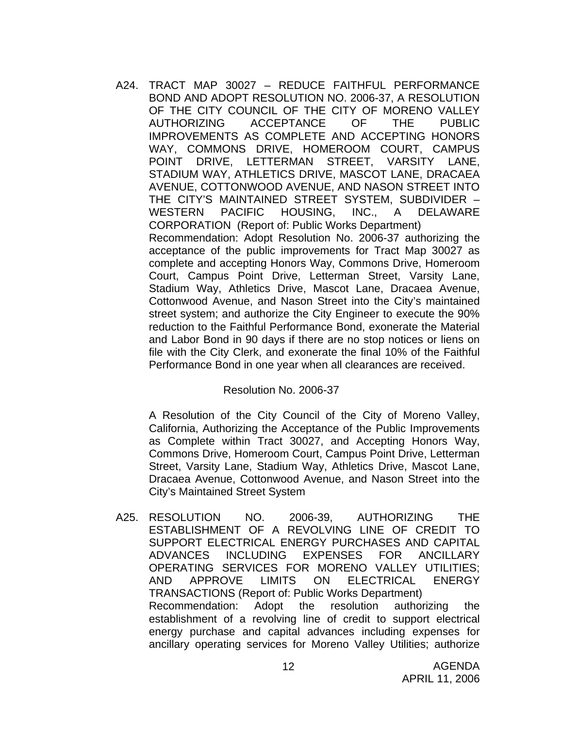A24. TRACT MAP 30027 – REDUCE FAITHFUL PERFORMANCE BOND AND ADOPT RESOLUTION NO. 2006-37, A RESOLUTION OF THE CITY COUNCIL OF THE CITY OF MORENO VALLEY AUTHORIZING ACCEPTANCE OF THE PUBLIC IMPROVEMENTS AS COMPLETE AND ACCEPTING HONORS WAY, COMMONS DRIVE, HOMEROOM COURT, CAMPUS POINT DRIVE, LETTERMAN STREET, VARSITY LANE, STADIUM WAY, ATHLETICS DRIVE, MASCOT LANE, DRACAEA AVENUE, COTTONWOOD AVENUE, AND NASON STREET INTO THE CITY'S MAINTAINED STREET SYSTEM, SUBDIVIDER – WESTERN PACIFIC HOUSING, INC., A DELAWARE CORPORATION (Report of: Public Works Department)

Recommendation: Adopt Resolution No. 2006-37 authorizing the acceptance of the public improvements for Tract Map 30027 as complete and accepting Honors Way, Commons Drive, Homeroom Court, Campus Point Drive, Letterman Street, Varsity Lane, Stadium Way, Athletics Drive, Mascot Lane, Dracaea Avenue, Cottonwood Avenue, and Nason Street into the City's maintained street system; and authorize the City Engineer to execute the 90% reduction to the Faithful Performance Bond, exonerate the Material and Labor Bond in 90 days if there are no stop notices or liens on file with the City Clerk, and exonerate the final 10% of the Faithful Performance Bond in one year when all clearances are received.

Resolution No. 2006-37

A Resolution of the City Council of the City of Moreno Valley, California, Authorizing the Acceptance of the Public Improvements as Complete within Tract 30027, and Accepting Honors Way, Commons Drive, Homeroom Court, Campus Point Drive, Letterman Street, Varsity Lane, Stadium Way, Athletics Drive, Mascot Lane, Dracaea Avenue, Cottonwood Avenue, and Nason Street into the City's Maintained Street System

A25. RESOLUTION NO. 2006-39, AUTHORIZING THE ESTABLISHMENT OF A REVOLVING LINE OF CREDIT TO SUPPORT ELECTRICAL ENERGY PURCHASES AND CAPITAL ADVANCES INCLUDING EXPENSES FOR ANCILLARY OPERATING SERVICES FOR MORENO VALLEY UTILITIES; AND APPROVE LIMITS ON ELECTRICAL ENERGY TRANSACTIONS (Report of: Public Works Department)

Recommendation: Adopt the resolution authorizing the establishment of a revolving line of credit to support electrical energy purchase and capital advances including expenses for ancillary operating services for Moreno Valley Utilities; authorize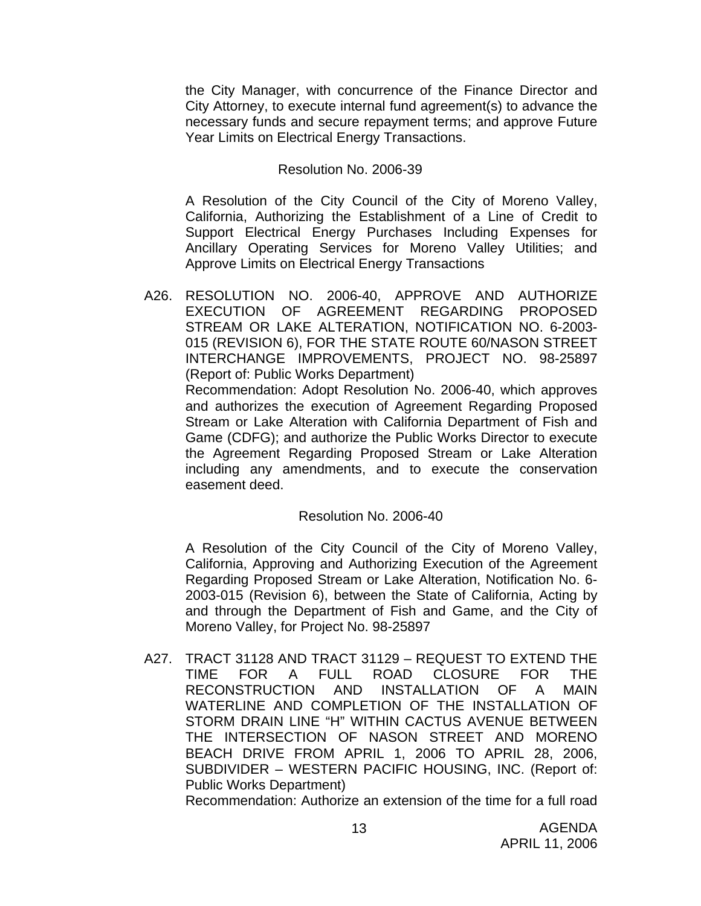the City Manager, with concurrence of the Finance Director and City Attorney, to execute internal fund agreement(s) to advance the necessary funds and secure repayment terms; and approve Future Year Limits on Electrical Energy Transactions.

Resolution No. 2006-39

A Resolution of the City Council of the City of Moreno Valley, California, Authorizing the Establishment of a Line of Credit to Support Electrical Energy Purchases Including Expenses for Ancillary Operating Services for Moreno Valley Utilities; and Approve Limits on Electrical Energy Transactions

A26. RESOLUTION NO. 2006-40, APPROVE AND AUTHORIZE EXECUTION OF AGREEMENT REGARDING PROPOSED STREAM OR LAKE ALTERATION, NOTIFICATION NO. 6-2003-015 (REVISION 6), FOR THE STATE ROUTE 60/NASON STREET INTERCHANGE IMPROVEMENTS, PROJECT NO. 98-25897 (Report of: Public Works Department)

Recommendation: Adopt Resolution No. 2006-40, which approves and authorizes the execution of Agreement Regarding Proposed Stream or Lake Alteration with California Department of Fish and Game (CDFG); and authorize the Public Works Director to execute the Agreement Regarding Proposed Stream or Lake Alteration including any amendments, and to execute the conservation easement deed.

Resolution No. 2006-40

A Resolution of the City Council of the City of Moreno Valley, California, Approving and Authorizing Execution of the Agreement Regarding Proposed Stream or Lake Alteration, Notification No. 6-2003-015 (Revision 6), between the State of California, Acting by and through the Department of Fish and Game, and the City of Moreno Valley, for Project No. 98-25897

A27. TRACT 31128 AND TRACT 31129 – REQUEST TO EXTEND THE TIME FOR A FULL ROAD CLOSURE FOR THE RECONSTRUCTION AND INSTALLATION OF A MAIN WATERLINE AND COMPLETION OF THE INSTALLATION OF STORM DRAIN LINE "H" WITHIN CACTUS AVENUE BETWEEN THE INTERSECTION OF NASON STREET AND MORENO BEACH DRIVE FROM APRIL 1, 2006 TO APRIL 28, 2006, SUBDIVIDER – WESTERN PACIFIC HOUSING, INC. (Report of: Public Works Department)

Recommendation: Authorize an extension of the time for a full road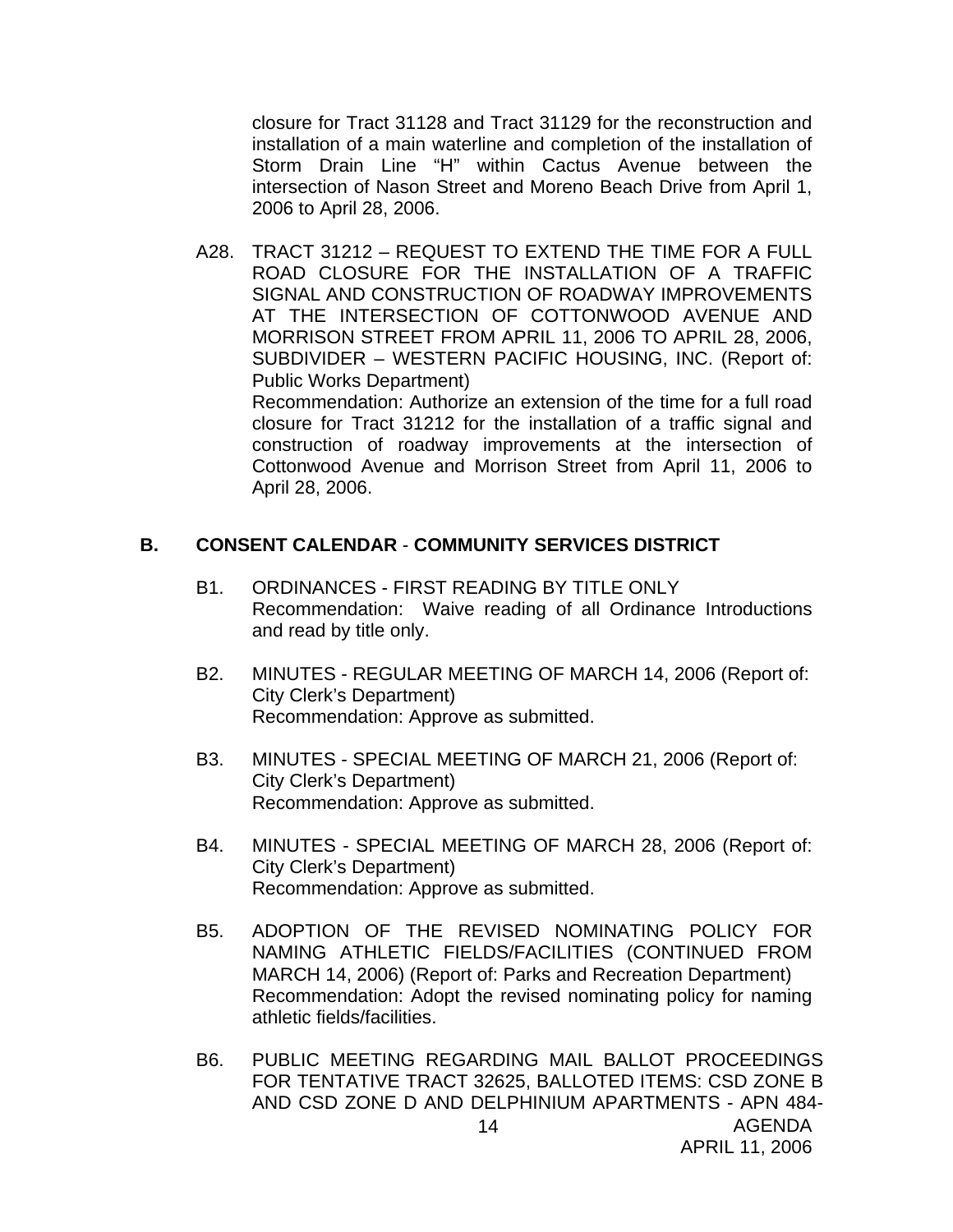closure for Tract 31128 and Tract 31129 for the reconstruction and installation of a main waterline and completion of the installation of Storm Drain Line "H" within Cactus Avenue between the intersection of Nason Street and Moreno Beach Drive from April 1, 2006 to April 28, 2006.

A28. TRACT 31212 – REQUEST TO EXTEND THE TIME FOR A FULL ROAD CLOSURE FOR THE INSTALLATION OF A TRAFFIC SIGNAL AND CONSTRUCTION OF ROADWAY IMPROVEMENTS AT THE INTERSECTION OF COTTONWOOD AVENUE AND MORRISON STREET FROM APRIL 11, 2006 TO APRIL 28, 2006, SUBDIVIDER – WESTERN PACIFIC HOUSING, INC. (Report of: Public Works Department)
Recommendation: Authorize an extension of the time for a full road closure for Tract 31212 for the installation of a traffic signal and construction of roadway improvements at the intersection of Cottonwood Avenue and Morrison Street from April 11, 2006 to April 28, 2006.

## B. CONSENT CALENDAR - COMMUNITY SERVICES DISTRICT

B1. ORDINANCES - FIRST READING BY TITLE ONLY
Recommendation: Waive reading of all Ordinance Introductions and read by title only.

B2. MINUTES - REGULAR MEETING OF MARCH 14, 2006 (Report of: City Clerk's Department)
Recommendation: Approve as submitted.

B3. MINUTES - SPECIAL MEETING OF MARCH 21, 2006 (Report of: City Clerk's Department)
Recommendation: Approve as submitted.

B4. MINUTES - SPECIAL MEETING OF MARCH 28, 2006 (Report of: City Clerk's Department)
Recommendation: Approve as submitted.

B5. ADOPTION OF THE REVISED NOMINATING POLICY FOR NAMING ATHLETIC FIELDS/FACILITIES (CONTINUED FROM MARCH 14, 2006) (Report of: Parks and Recreation Department)
Recommendation: Adopt the revised nominating policy for naming athletic fields/facilities.

B6. PUBLIC MEETING REGARDING MAIL BALLOT PROCEEDINGS FOR TENTATIVE TRACT 32625, BALLOTED ITEMS: CSD ZONE B AND CSD ZONE D AND DELPHINIUM APARTMENTS - APN 484-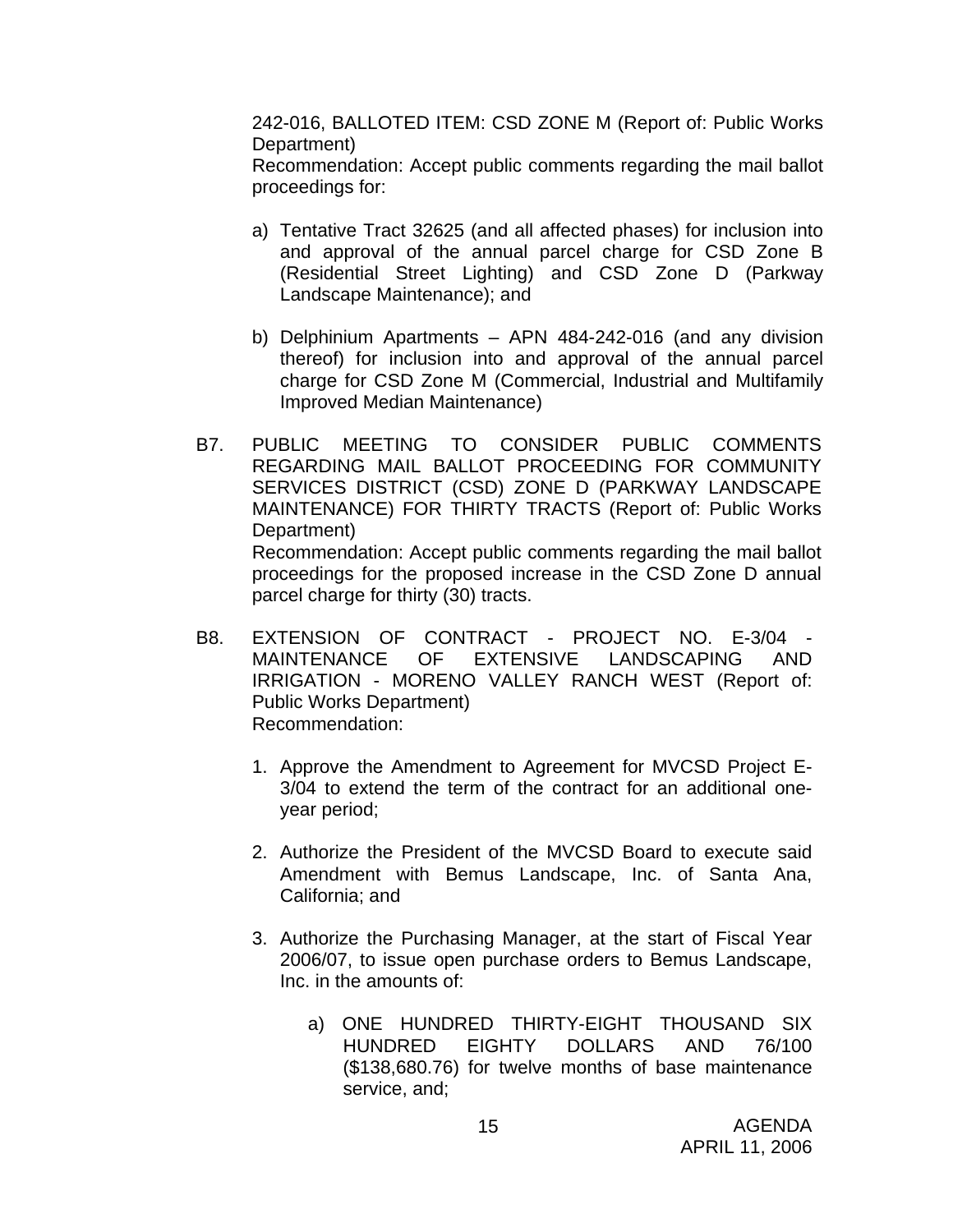242-016, BALLOTED ITEM: CSD ZONE M (Report of: Public Works Department)
Recommendation: Accept public comments regarding the mail ballot proceedings for:

a) Tentative Tract 32625 (and all affected phases) for inclusion into and approval of the annual parcel charge for CSD Zone B (Residential Street Lighting) and CSD Zone D (Parkway Landscape Maintenance); and

b) Delphinium Apartments – APN 484-242-016 (and any division thereof) for inclusion into and approval of the annual parcel charge for CSD Zone M (Commercial, Industrial and Multifamily Improved Median Maintenance)

B7. PUBLIC MEETING TO CONSIDER PUBLIC COMMENTS REGARDING MAIL BALLOT PROCEEDING FOR COMMUNITY SERVICES DISTRICT (CSD) ZONE D (PARKWAY LANDSCAPE MAINTENANCE) FOR THIRTY TRACTS (Report of: Public Works Department)
Recommendation: Accept public comments regarding the mail ballot proceedings for the proposed increase in the CSD Zone D annual parcel charge for thirty (30) tracts.

B8. EXTENSION OF CONTRACT - PROJECT NO. E-3/04 - MAINTENANCE OF EXTENSIVE LANDSCAPING AND IRRIGATION - MORENO VALLEY RANCH WEST (Report of: Public Works Department)
Recommendation:

1. Approve the Amendment to Agreement for MVCSD Project E-3/04 to extend the term of the contract for an additional one-year period;

2. Authorize the President of the MVCSD Board to execute said Amendment with Bemus Landscape, Inc. of Santa Ana, California; and

3. Authorize the Purchasing Manager, at the start of Fiscal Year 2006/07, to issue open purchase orders to Bemus Landscape, Inc. in the amounts of:

   a) ONE HUNDRED THIRTY-EIGHT THOUSAND SIX HUNDRED EIGHTY DOLLARS AND 76/100 ($138,680.76) for twelve months of base maintenance service, and;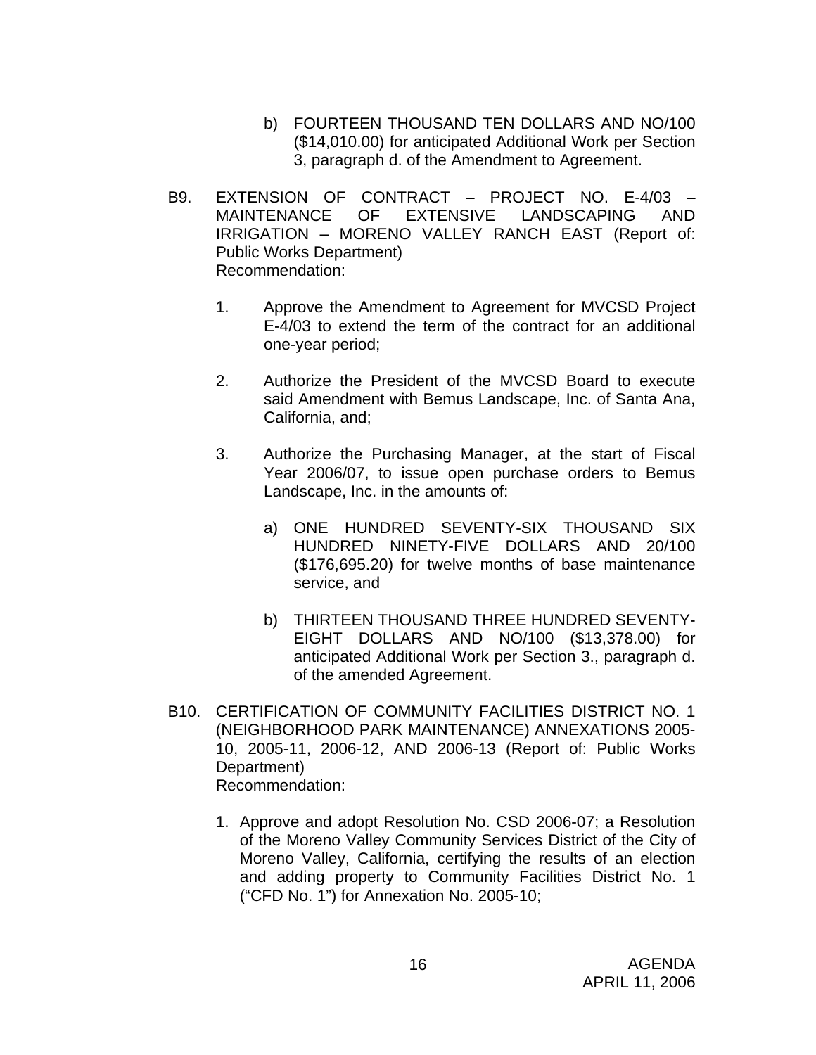b) FOURTEEN THOUSAND TEN DOLLARS AND NO/100 ($14,010.00) for anticipated Additional Work per Section 3, paragraph d. of the Amendment to Agreement.

B9. EXTENSION OF CONTRACT – PROJECT NO. E-4/03 – MAINTENANCE OF EXTENSIVE LANDSCAPING AND IRRIGATION – MORENO VALLEY RANCH EAST (Report of: Public Works Department)
Recommendation:

1. Approve the Amendment to Agreement for MVCSD Project E-4/03 to extend the term of the contract for an additional one-year period;

2. Authorize the President of the MVCSD Board to execute said Amendment with Bemus Landscape, Inc. of Santa Ana, California, and;

3. Authorize the Purchasing Manager, at the start of Fiscal Year 2006/07, to issue open purchase orders to Bemus Landscape, Inc. in the amounts of:

   a) ONE HUNDRED SEVENTY-SIX THOUSAND SIX HUNDRED NINETY-FIVE DOLLARS AND 20/100 ($176,695.20) for twelve months of base maintenance service, and

   b) THIRTEEN THOUSAND THREE HUNDRED SEVENTY-EIGHT DOLLARS AND NO/100 ($13,378.00) for anticipated Additional Work per Section 3., paragraph d. of the amended Agreement.

B10. CERTIFICATION OF COMMUNITY FACILITIES DISTRICT NO. 1 (NEIGHBORHOOD PARK MAINTENANCE) ANNEXATIONS 2005-10, 2005-11, 2006-12, AND 2006-13 (Report of: Public Works Department)
Recommendation:

1. Approve and adopt Resolution No. CSD 2006-07; a Resolution of the Moreno Valley Community Services District of the City of Moreno Valley, California, certifying the results of an election and adding property to Community Facilities District No. 1 ("CFD No. 1") for Annexation No. 2005-10;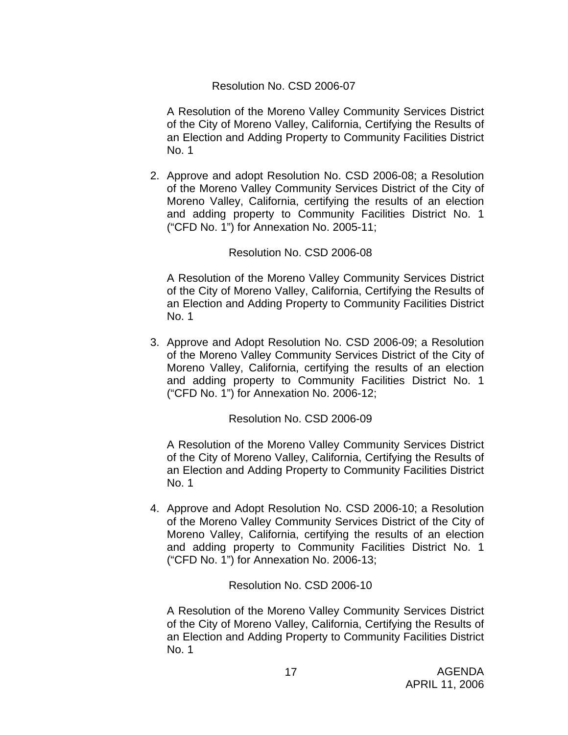Resolution No. CSD 2006-07

A Resolution of the Moreno Valley Community Services District of the City of Moreno Valley, California, Certifying the Results of an Election and Adding Property to Community Facilities District No. 1

2. Approve and adopt Resolution No. CSD 2006-08; a Resolution of the Moreno Valley Community Services District of the City of Moreno Valley, California, certifying the results of an election and adding property to Community Facilities District No. 1 ("CFD No. 1") for Annexation No. 2005-11;

   Resolution No. CSD 2006-08

   A Resolution of the Moreno Valley Community Services District of the City of Moreno Valley, California, Certifying the Results of an Election and Adding Property to Community Facilities District No. 1

3. Approve and Adopt Resolution No. CSD 2006-09; a Resolution of the Moreno Valley Community Services District of the City of Moreno Valley, California, certifying the results of an election and adding property to Community Facilities District No. 1 ("CFD No. 1") for Annexation No. 2006-12;

   Resolution No. CSD 2006-09

   A Resolution of the Moreno Valley Community Services District of the City of Moreno Valley, California, Certifying the Results of an Election and Adding Property to Community Facilities District No. 1

4. Approve and Adopt Resolution No. CSD 2006-10; a Resolution of the Moreno Valley Community Services District of the City of Moreno Valley, California, certifying the results of an election and adding property to Community Facilities District No. 1 ("CFD No. 1") for Annexation No. 2006-13;

   Resolution No. CSD 2006-10

   A Resolution of the Moreno Valley Community Services District of the City of Moreno Valley, California, Certifying the Results of an Election and Adding Property to Community Facilities District No. 1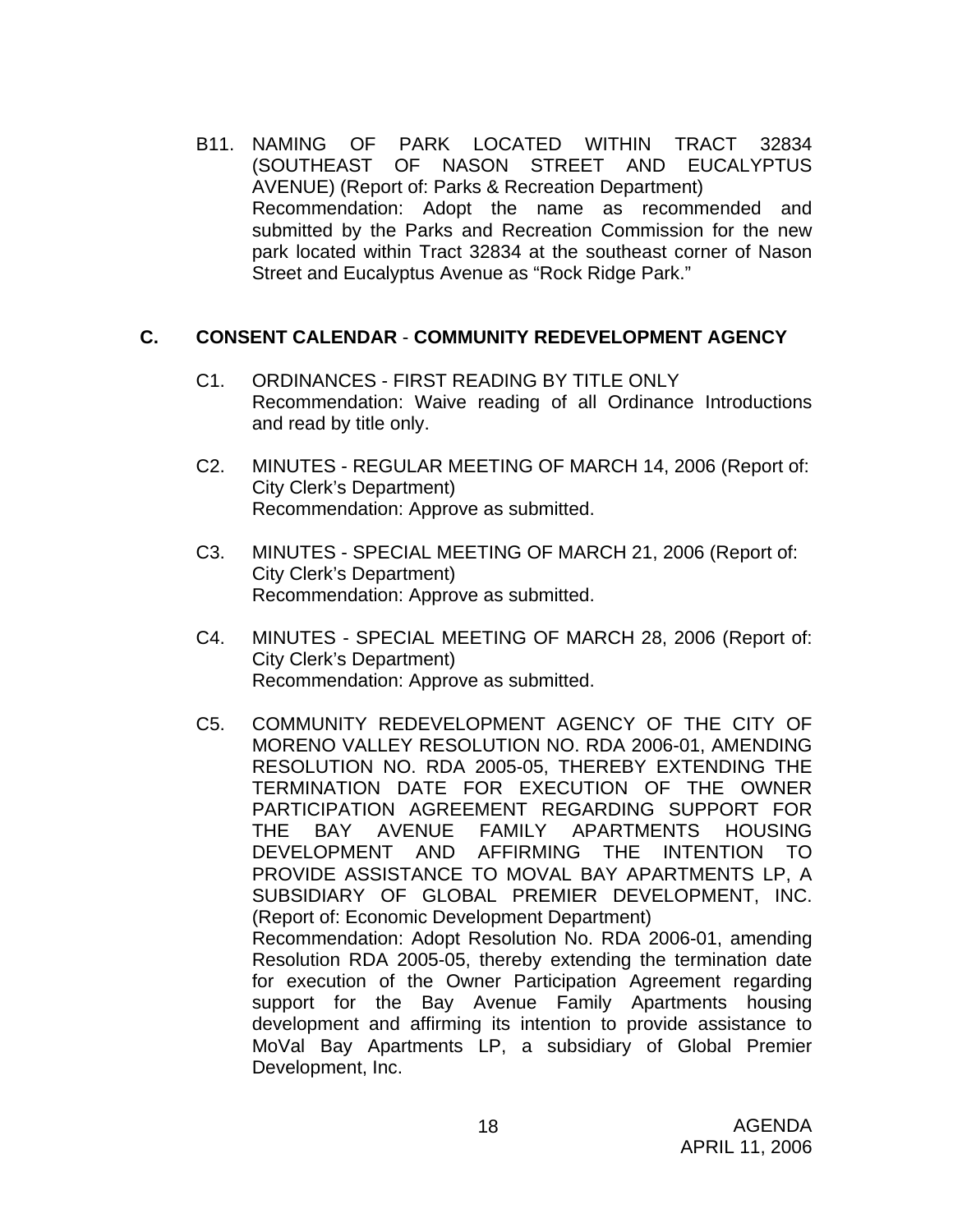B11. NAMING OF PARK LOCATED WITHIN TRACT 32834 (SOUTHEAST OF NASON STREET AND EUCALYPTUS AVENUE) (Report of: Parks & Recreation Department)
Recommendation: Adopt the name as recommended and submitted by the Parks and Recreation Commission for the new park located within Tract 32834 at the southeast corner of Nason Street and Eucalyptus Avenue as "Rock Ridge Park."

## C. CONSENT CALENDAR - COMMUNITY REDEVELOPMENT AGENCY

C1. ORDINANCES - FIRST READING BY TITLE ONLY
Recommendation: Waive reading of all Ordinance Introductions and read by title only.

C2. MINUTES - REGULAR MEETING OF MARCH 14, 2006 (Report of: City Clerk's Department)
Recommendation: Approve as submitted.

C3. MINUTES - SPECIAL MEETING OF MARCH 21, 2006 (Report of: City Clerk's Department)
Recommendation: Approve as submitted.

C4. MINUTES - SPECIAL MEETING OF MARCH 28, 2006 (Report of: City Clerk's Department)
Recommendation: Approve as submitted.

C5. COMMUNITY REDEVELOPMENT AGENCY OF THE CITY OF MORENO VALLEY RESOLUTION NO. RDA 2006-01, AMENDING RESOLUTION NO. RDA 2005-05, THEREBY EXTENDING THE TERMINATION DATE FOR EXECUTION OF THE OWNER PARTICIPATION AGREEMENT REGARDING SUPPORT FOR THE BAY AVENUE FAMILY APARTMENTS HOUSING DEVELOPMENT AND AFFIRMING THE INTENTION TO PROVIDE ASSISTANCE TO MOVAL BAY APARTMENTS LP, A SUBSIDIARY OF GLOBAL PREMIER DEVELOPMENT, INC. (Report of: Economic Development Department)
Recommendation: Adopt Resolution No. RDA 2006-01, amending Resolution RDA 2005-05, thereby extending the termination date for execution of the Owner Participation Agreement regarding support for the Bay Avenue Family Apartments housing development and affirming its intention to provide assistance to MoVal Bay Apartments LP, a subsidiary of Global Premier Development, Inc.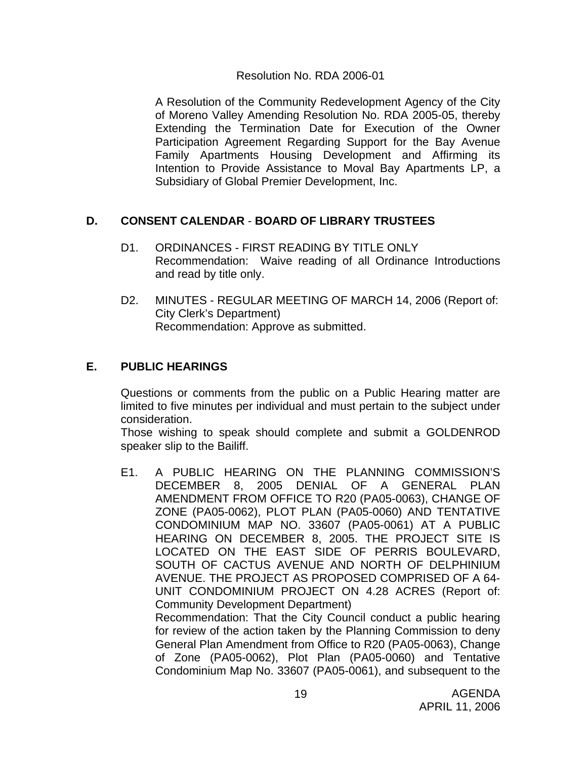Resolution No. RDA 2006-01

A Resolution of the Community Redevelopment Agency of the City of Moreno Valley Amending Resolution No. RDA 2005-05, thereby Extending the Termination Date for Execution of the Owner Participation Agreement Regarding Support for the Bay Avenue Family Apartments Housing Development and Affirming its Intention to Provide Assistance to Moval Bay Apartments LP, a Subsidiary of Global Premier Development, Inc.

## D. CONSENT CALENDAR - BOARD OF LIBRARY TRUSTEES

D1. ORDINANCES - FIRST READING BY TITLE ONLY
Recommendation: Waive reading of all Ordinance Introductions and read by title only.

D2. MINUTES - REGULAR MEETING OF MARCH 14, 2006 (Report of: City Clerk's Department)
Recommendation: Approve as submitted.

## E. PUBLIC HEARINGS

Questions or comments from the public on a Public Hearing matter are limited to five minutes per individual and must pertain to the subject under consideration.
Those wishing to speak should complete and submit a GOLDENROD speaker slip to the Bailiff.

E1. A PUBLIC HEARING ON THE PLANNING COMMISSION'S DECEMBER 8, 2005 DENIAL OF A GENERAL PLAN AMENDMENT FROM OFFICE TO R20 (PA05-0063), CHANGE OF ZONE (PA05-0062), PLOT PLAN (PA05-0060) AND TENTATIVE CONDOMINIUM MAP NO. 33607 (PA05-0061) AT A PUBLIC HEARING ON DECEMBER 8, 2005. THE PROJECT SITE IS LOCATED ON THE EAST SIDE OF PERRIS BOULEVARD, SOUTH OF CACTUS AVENUE AND NORTH OF DELPHINIUM AVENUE. THE PROJECT AS PROPOSED COMPRISED OF A 64-UNIT CONDOMINIUM PROJECT ON 4.28 ACRES (Report of: Community Development Department)
Recommendation: That the City Council conduct a public hearing for review of the action taken by the Planning Commission to deny General Plan Amendment from Office to R20 (PA05-0063), Change of Zone (PA05-0062), Plot Plan (PA05-0060) and Tentative Condominium Map No. 33607 (PA05-0061), and subsequent to the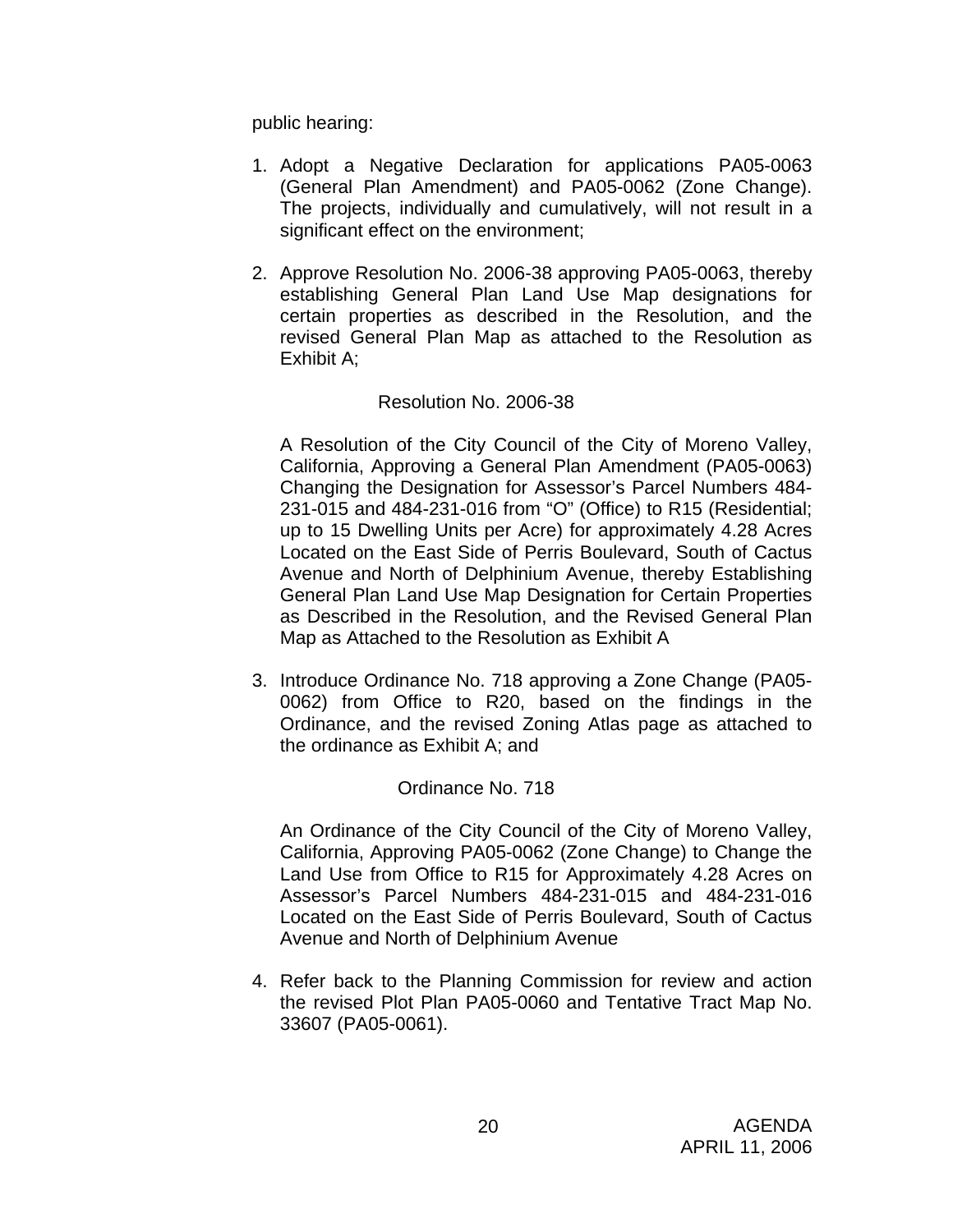public hearing:

1. Adopt a Negative Declaration for applications PA05-0063 (General Plan Amendment) and PA05-0062 (Zone Change). The projects, individually and cumulatively, will not result in a significant effect on the environment;

2. Approve Resolution No. 2006-38 approving PA05-0063, thereby establishing General Plan Land Use Map designations for certain properties as described in the Resolution, and the revised General Plan Map as attached to the Resolution as Exhibit A;

   Resolution No. 2006-38

   A Resolution of the City Council of the City of Moreno Valley, California, Approving a General Plan Amendment (PA05-0063) Changing the Designation for Assessor's Parcel Numbers 484-231-015 and 484-231-016 from "O" (Office) to R15 (Residential; up to 15 Dwelling Units per Acre) for approximately 4.28 Acres Located on the East Side of Perris Boulevard, South of Cactus Avenue and North of Delphinium Avenue, thereby Establishing General Plan Land Use Map Designation for Certain Properties as Described in the Resolution, and the Revised General Plan Map as Attached to the Resolution as Exhibit A

3. Introduce Ordinance No. 718 approving a Zone Change (PA05-0062) from Office to R20, based on the findings in the Ordinance, and the revised Zoning Atlas page as attached to the ordinance as Exhibit A; and

   Ordinance No. 718

   An Ordinance of the City Council of the City of Moreno Valley, California, Approving PA05-0062 (Zone Change) to Change the Land Use from Office to R15 for Approximately 4.28 Acres on Assessor's Parcel Numbers 484-231-015 and 484-231-016 Located on the East Side of Perris Boulevard, South of Cactus Avenue and North of Delphinium Avenue

4. Refer back to the Planning Commission for review and action the revised Plot Plan PA05-0060 and Tentative Tract Map No. 33607 (PA05-0061).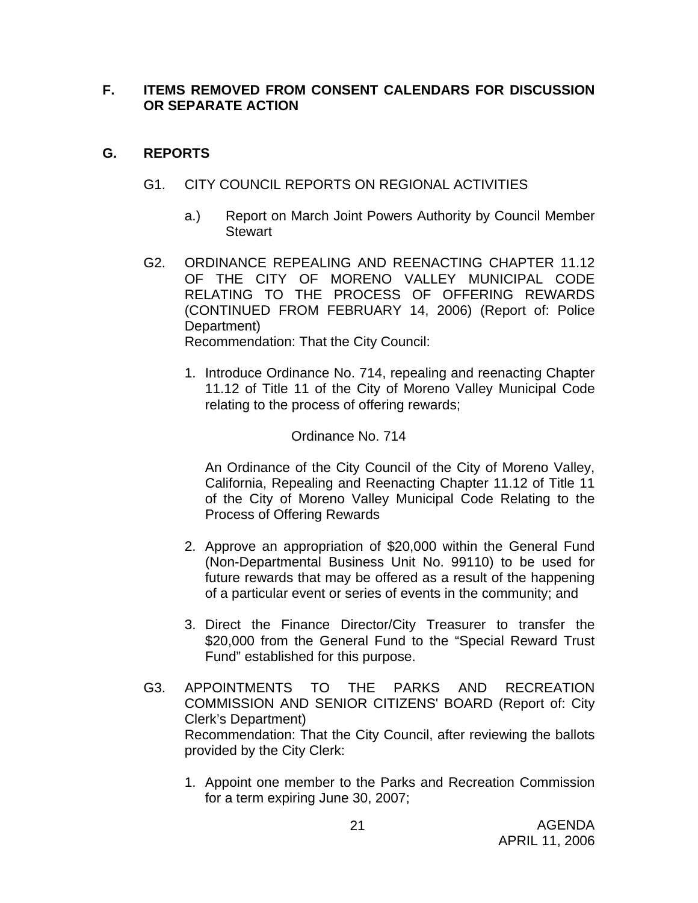## F. ITEMS REMOVED FROM CONSENT CALENDARS FOR DISCUSSION OR SEPARATE ACTION

## G. REPORTS

G1. CITY COUNCIL REPORTS ON REGIONAL ACTIVITIES

a.) Report on March Joint Powers Authority by Council Member Stewart

G2. ORDINANCE REPEALING AND REENACTING CHAPTER 11.12 OF THE CITY OF MORENO VALLEY MUNICIPAL CODE RELATING TO THE PROCESS OF OFFERING REWARDS (CONTINUED FROM FEBRUARY 14, 2006) (Report of: Police Department)
Recommendation: That the City Council:

1. Introduce Ordinance No. 714, repealing and reenacting Chapter 11.12 of Title 11 of the City of Moreno Valley Municipal Code relating to the process of offering rewards;

   Ordinance No. 714

   An Ordinance of the City Council of the City of Moreno Valley, California, Repealing and Reenacting Chapter 11.12 of Title 11 of the City of Moreno Valley Municipal Code Relating to the Process of Offering Rewards

2. Approve an appropriation of $20,000 within the General Fund (Non-Departmental Business Unit No. 99110) to be used for future rewards that may be offered as a result of the happening of a particular event or series of events in the community; and

3. Direct the Finance Director/City Treasurer to transfer the $20,000 from the General Fund to the "Special Reward Trust Fund" established for this purpose.

G3. APPOINTMENTS TO THE PARKS AND RECREATION COMMISSION AND SENIOR CITIZENS' BOARD (Report of: City Clerk's Department)
Recommendation: That the City Council, after reviewing the ballots provided by the City Clerk:

1. Appoint one member to the Parks and Recreation Commission for a term expiring June 30, 2007;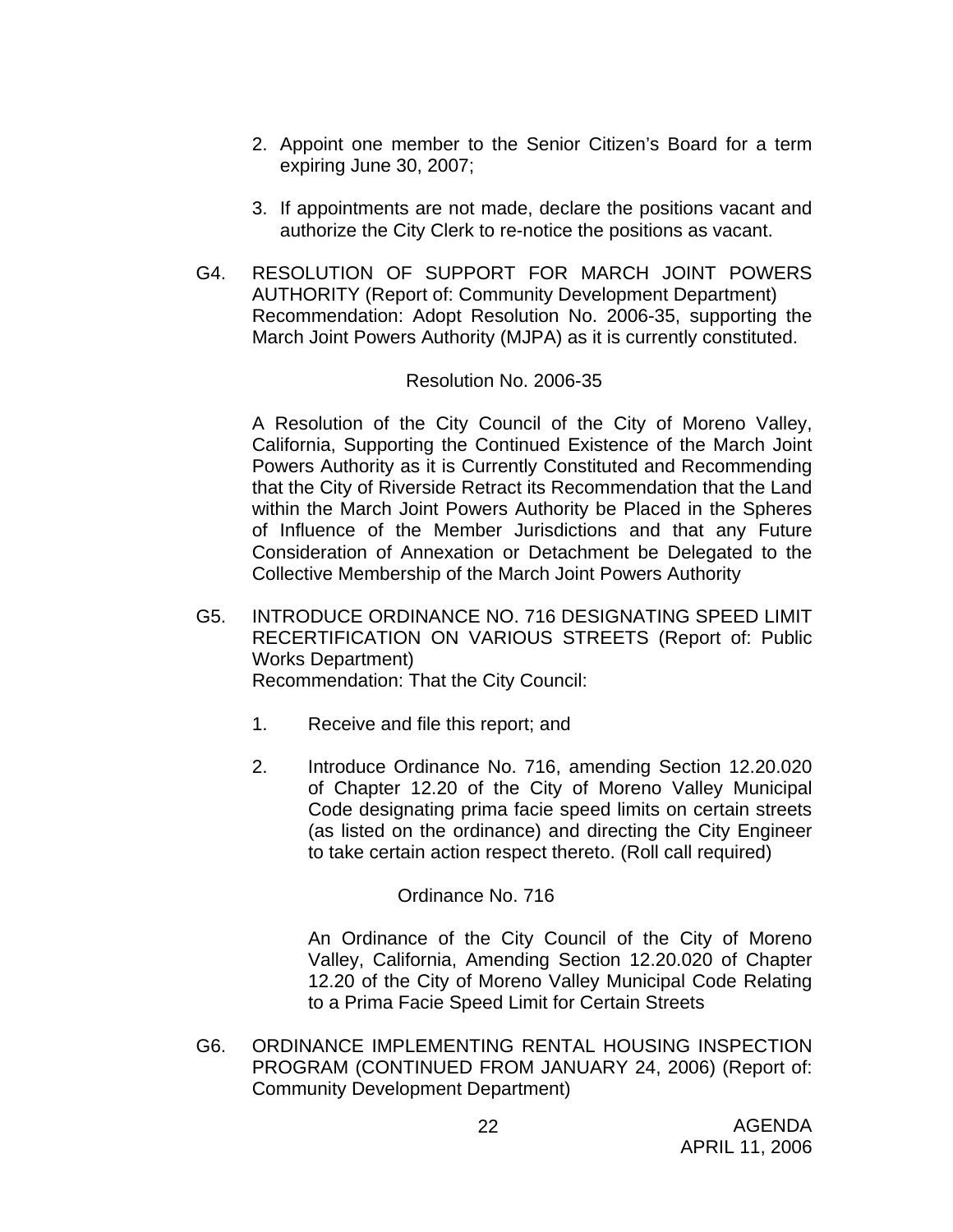2. Appoint one member to the Senior Citizen's Board for a term expiring June 30, 2007;

3. If appointments are not made, declare the positions vacant and authorize the City Clerk to re-notice the positions as vacant.

G4. RESOLUTION OF SUPPORT FOR MARCH JOINT POWERS AUTHORITY (Report of: Community Development Department)
Recommendation: Adopt Resolution No. 2006-35, supporting the March Joint Powers Authority (MJPA) as it is currently constituted.

Resolution No. 2006-35

A Resolution of the City Council of the City of Moreno Valley, California, Supporting the Continued Existence of the March Joint Powers Authority as it is Currently Constituted and Recommending that the City of Riverside Retract its Recommendation that the Land within the March Joint Powers Authority be Placed in the Spheres of Influence of the Member Jurisdictions and that any Future Consideration of Annexation or Detachment be Delegated to the Collective Membership of the March Joint Powers Authority

G5. INTRODUCE ORDINANCE NO. 716 DESIGNATING SPEED LIMIT RECERTIFICATION ON VARIOUS STREETS (Report of: Public Works Department)
Recommendation: That the City Council:

1. Receive and file this report; and

2. Introduce Ordinance No. 716, amending Section 12.20.020 of Chapter 12.20 of the City of Moreno Valley Municipal Code designating prima facie speed limits on certain streets (as listed on the ordinance) and directing the City Engineer to take certain action respect thereto. (Roll call required)

Ordinance No. 716

An Ordinance of the City Council of the City of Moreno Valley, California, Amending Section 12.20.020 of Chapter 12.20 of the City of Moreno Valley Municipal Code Relating to a Prima Facie Speed Limit for Certain Streets

G6. ORDINANCE IMPLEMENTING RENTAL HOUSING INSPECTION PROGRAM (CONTINUED FROM JANUARY 24, 2006) (Report of: Community Development Department)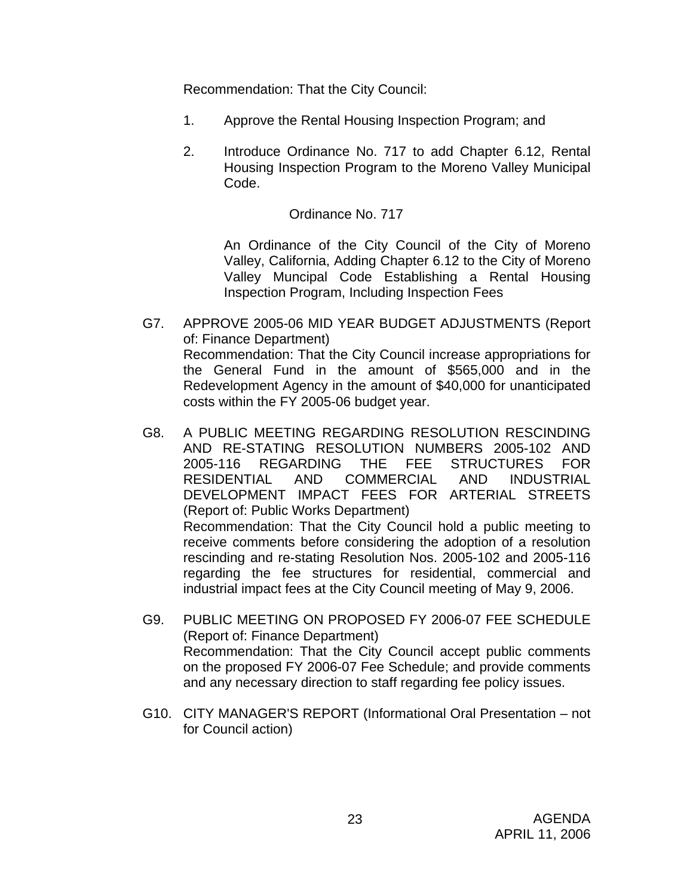Recommendation: That the City Council:

1. Approve the Rental Housing Inspection Program; and

2. Introduce Ordinance No. 717 to add Chapter 6.12, Rental Housing Inspection Program to the Moreno Valley Municipal Code.

   Ordinance No. 717

   An Ordinance of the City Council of the City of Moreno Valley, California, Adding Chapter 6.12 to the City of Moreno Valley Muncipal Code Establishing a Rental Housing Inspection Program, Including Inspection Fees

G7. APPROVE 2005-06 MID YEAR BUDGET ADJUSTMENTS (Report of: Finance Department)
Recommendation: That the City Council increase appropriations for the General Fund in the amount of $565,000 and in the Redevelopment Agency in the amount of $40,000 for unanticipated costs within the FY 2005-06 budget year.

G8. A PUBLIC MEETING REGARDING RESOLUTION RESCINDING AND RE-STATING RESOLUTION NUMBERS 2005-102 AND 2005-116 REGARDING THE FEE STRUCTURES FOR RESIDENTIAL AND COMMERCIAL AND INDUSTRIAL DEVELOPMENT IMPACT FEES FOR ARTERIAL STREETS (Report of: Public Works Department)
Recommendation: That the City Council hold a public meeting to receive comments before considering the adoption of a resolution rescinding and re-stating Resolution Nos. 2005-102 and 2005-116 regarding the fee structures for residential, commercial and industrial impact fees at the City Council meeting of May 9, 2006.

G9. PUBLIC MEETING ON PROPOSED FY 2006-07 FEE SCHEDULE (Report of: Finance Department)
Recommendation: That the City Council accept public comments on the proposed FY 2006-07 Fee Schedule; and provide comments and any necessary direction to staff regarding fee policy issues.

G10. CITY MANAGER'S REPORT (Informational Oral Presentation – not for Council action)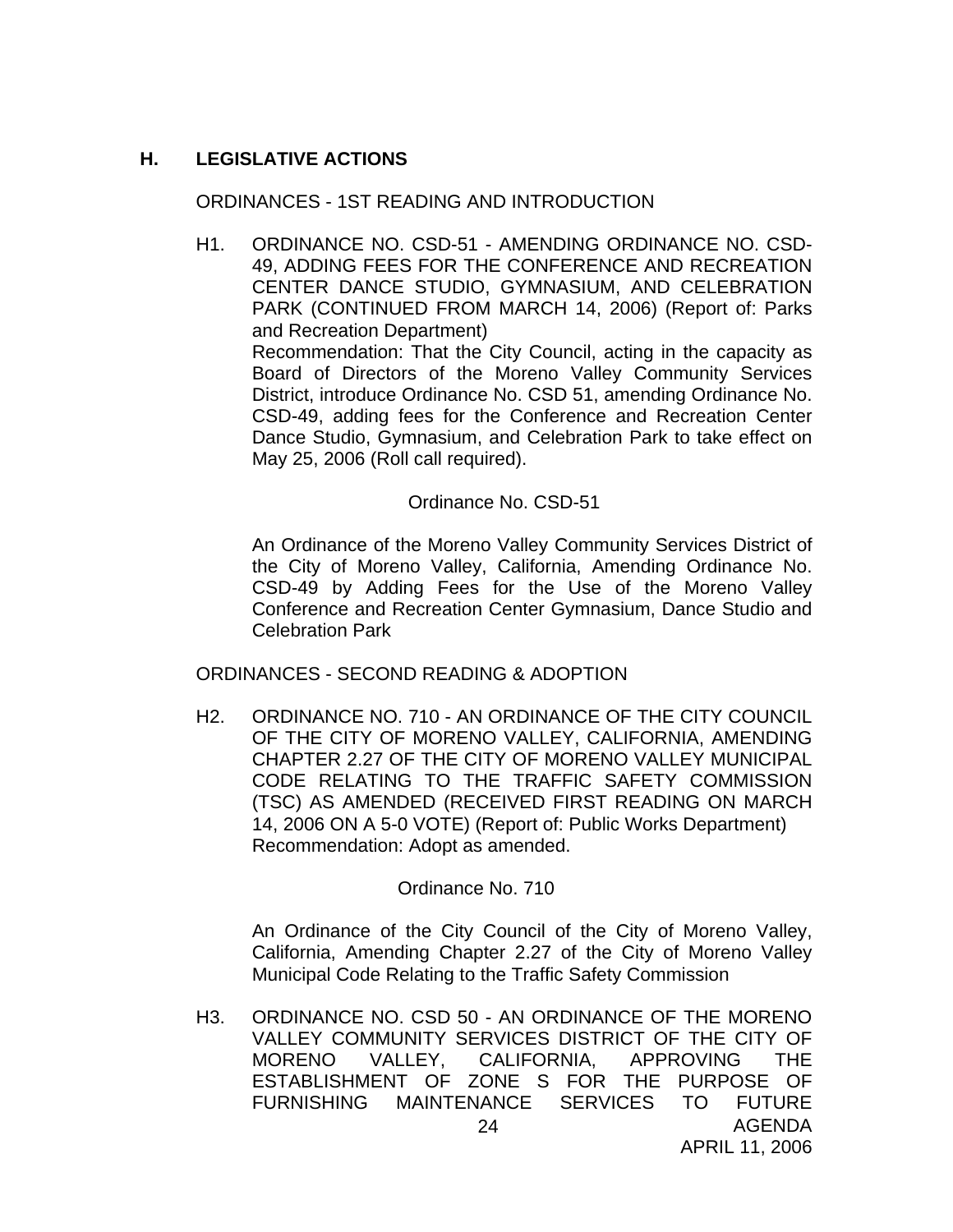## H. LEGISLATIVE ACTIONS

ORDINANCES - 1ST READING AND INTRODUCTION

H1. ORDINANCE NO. CSD-51 - AMENDING ORDINANCE NO. CSD-49, ADDING FEES FOR THE CONFERENCE AND RECREATION CENTER DANCE STUDIO, GYMNASIUM, AND CELEBRATION PARK (CONTINUED FROM MARCH 14, 2006) (Report of: Parks and Recreation Department)
Recommendation: That the City Council, acting in the capacity as Board of Directors of the Moreno Valley Community Services District, introduce Ordinance No. CSD 51, amending Ordinance No. CSD-49, adding fees for the Conference and Recreation Center Dance Studio, Gymnasium, and Celebration Park to take effect on May 25, 2006 (Roll call required).

Ordinance No. CSD-51

An Ordinance of the Moreno Valley Community Services District of the City of Moreno Valley, California, Amending Ordinance No. CSD-49 by Adding Fees for the Use of the Moreno Valley Conference and Recreation Center Gymnasium, Dance Studio and Celebration Park

ORDINANCES - SECOND READING & ADOPTION

H2. ORDINANCE NO. 710 - AN ORDINANCE OF THE CITY COUNCIL OF THE CITY OF MORENO VALLEY, CALIFORNIA, AMENDING CHAPTER 2.27 OF THE CITY OF MORENO VALLEY MUNICIPAL CODE RELATING TO THE TRAFFIC SAFETY COMMISSION (TSC) AS AMENDED (RECEIVED FIRST READING ON MARCH 14, 2006 ON A 5-0 VOTE) (Report of: Public Works Department)
Recommendation: Adopt as amended.

Ordinance No. 710

An Ordinance of the City Council of the City of Moreno Valley, California, Amending Chapter 2.27 of the City of Moreno Valley Municipal Code Relating to the Traffic Safety Commission

H3. ORDINANCE NO. CSD 50 - AN ORDINANCE OF THE MORENO VALLEY COMMUNITY SERVICES DISTRICT OF THE CITY OF MORENO VALLEY, CALIFORNIA, APPROVING THE ESTABLISHMENT OF ZONE S FOR THE PURPOSE OF FURNISHING MAINTENANCE SERVICES TO FUTURE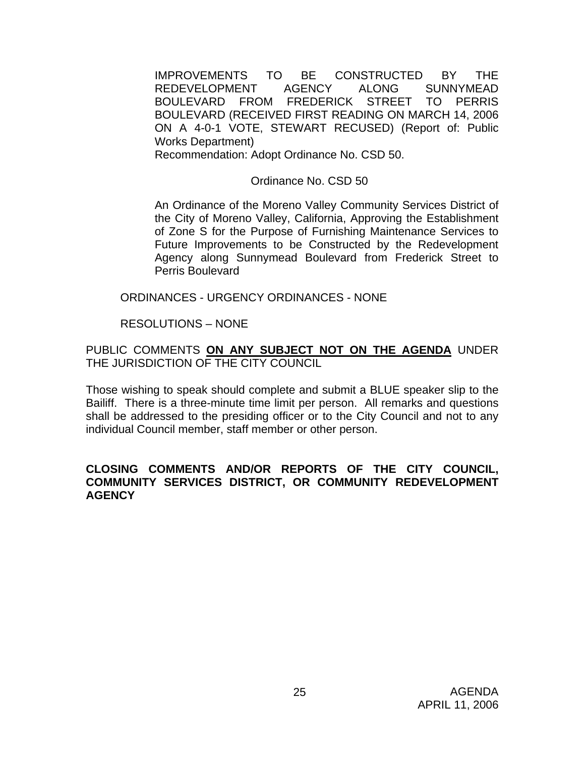IMPROVEMENTS TO BE CONSTRUCTED BY THE REDEVELOPMENT AGENCY ALONG SUNNYMEAD BOULEVARD FROM FREDERICK STREET TO PERRIS BOULEVARD (RECEIVED FIRST READING ON MARCH 14, 2006 ON A 4-0-1 VOTE, STEWART RECUSED) (Report of: Public Works Department)

Recommendation: Adopt Ordinance No. CSD 50.

Ordinance No. CSD 50

An Ordinance of the Moreno Valley Community Services District of the City of Moreno Valley, California, Approving the Establishment of Zone S for the Purpose of Furnishing Maintenance Services to Future Improvements to be Constructed by the Redevelopment Agency along Sunnymead Boulevard from Frederick Street to Perris Boulevard

ORDINANCES - URGENCY ORDINANCES - NONE

RESOLUTIONS – NONE

PUBLIC COMMENTS **ON ANY SUBJECT NOT ON THE AGENDA** UNDER THE JURISDICTION OF THE CITY COUNCIL

Those wishing to speak should complete and submit a BLUE speaker slip to the Bailiff. There is a three-minute time limit per person. All remarks and questions shall be addressed to the presiding officer or to the City Council and not to any individual Council member, staff member or other person.

**CLOSING COMMENTS AND/OR REPORTS OF THE CITY COUNCIL, COMMUNITY SERVICES DISTRICT, OR COMMUNITY REDEVELOPMENT AGENCY**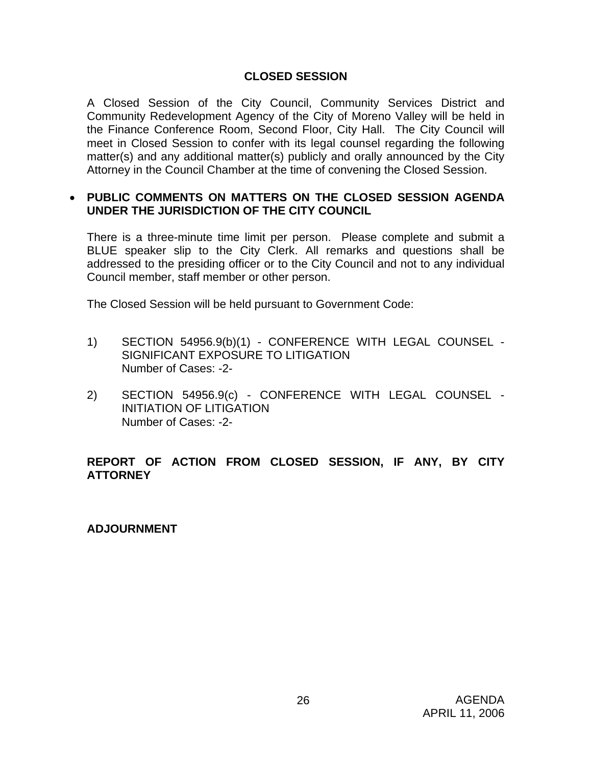## CLOSED SESSION

A Closed Session of the City Council, Community Services District and Community Redevelopment Agency of the City of Moreno Valley will be held in the Finance Conference Room, Second Floor, City Hall. The City Council will meet in Closed Session to confer with its legal counsel regarding the following matter(s) and any additional matter(s) publicly and orally announced by the City Attorney in the Council Chamber at the time of convening the Closed Session.

- **PUBLIC COMMENTS ON MATTERS ON THE CLOSED SESSION AGENDA UNDER THE JURISDICTION OF THE CITY COUNCIL**

There is a three-minute time limit per person. Please complete and submit a BLUE speaker slip to the City Clerk. All remarks and questions shall be addressed to the presiding officer or to the City Council and not to any individual Council member, staff member or other person.

The Closed Session will be held pursuant to Government Code:

1) SECTION 54956.9(b)(1) - CONFERENCE WITH LEGAL COUNSEL - SIGNIFICANT EXPOSURE TO LITIGATION
   Number of Cases: -2-

2) SECTION 54956.9(c) - CONFERENCE WITH LEGAL COUNSEL - INITIATION OF LITIGATION
   Number of Cases: -2-

**REPORT OF ACTION FROM CLOSED SESSION, IF ANY, BY CITY ATTORNEY**

**ADJOURNMENT**